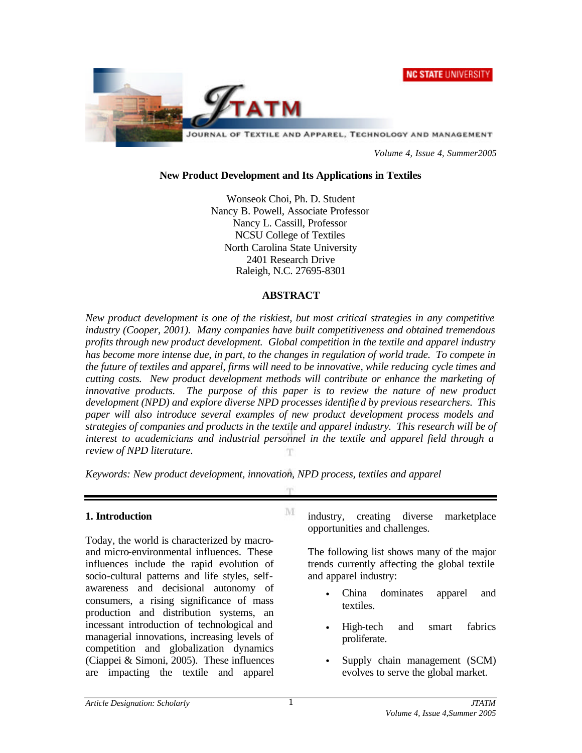# New Product Development and Its Applications in Textiles

Wonseok Choi, Ph. D. Student
Nancy B. Powell, Associate Professor
Nancy L. Cassill, Professor
NCSU College of Textiles
North Carolina State University
2401 Research Drive
Raleigh, N.C. 27695-8301

## ABSTRACT

*New product development is one of the riskiest, but most critical strategies in any competitive industry (Cooper, 2001). Many companies have built competitiveness and obtained tremendous profits through new product development. Global competition in the textile and apparel industry has become more intense due, in part, to the changes in regulation of world trade. To compete in the future of textiles and apparel, firms will need to be innovative, while reducing cycle times and cutting costs. New product development methods will contribute or enhance the marketing of innovative products. The purpose of this paper is to review the nature of new product development (NPD) and explore diverse NPD processes identified by previous researchers. This paper will also introduce several examples of new product development process models and strategies of companies and products in the textile and apparel industry. This research will be of interest to academicians and industrial personnel in the textile and apparel field through a review of NPD literature.*

*Keywords: New product development, innovation, NPD process, textiles and apparel*

## 1. Introduction

Today, the world is characterized by macro- and micro-environmental influences. These influences include the rapid evolution of socio-cultural patterns and life styles, self-awareness and decisional autonomy of consumers, a rising significance of mass production and distribution systems, an incessant introduction of technological and managerial innovations, increasing levels of competition and globalization dynamics (Ciappei & Simoni, 2005). These influences are impacting the textile and apparel industry, creating diverse marketplace opportunities and challenges.

The following list shows many of the major trends currently affecting the global textile and apparel industry:

- China dominates apparel and textiles.
- High-tech and smart fabrics proliferate.
- Supply chain management (SCM) evolves to serve the global market.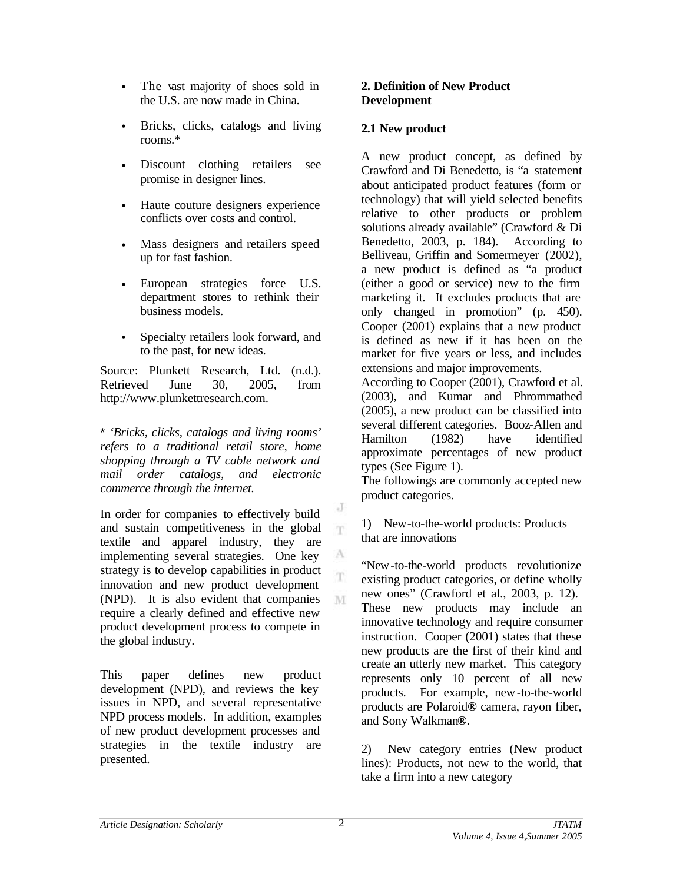- The vast majority of shoes sold in the U.S. are now made in China.
- Bricks, clicks, catalogs and living rooms.*
- Discount clothing retailers see promise in designer lines.
- Haute couture designers experience conflicts over costs and control.
- Mass designers and retailers speed up for fast fashion.
- European strategies force U.S. department stores to rethink their business models.
- Specialty retailers look forward, and to the past, for new ideas.

Source: Plunkett Research, Ltd. (n.d.). Retrieved June 30, 2005, from http://www.plunkettresearch.com.

\* *'Bricks, clicks, catalogs and living rooms' refers to a traditional retail store, home shopping through a TV cable network and mail order catalogs, and electronic commerce through the internet.*

In order for companies to effectively build and sustain competitiveness in the global textile and apparel industry, they are implementing several strategies. One key strategy is to develop capabilities in product innovation and new product development (NPD). It is also evident that companies require a clearly defined and effective new product development process to compete in the global industry.

This paper defines new product development (NPD), and reviews the key issues in NPD, and several representative NPD process models. In addition, examples of new product development processes and strategies in the textile industry are presented.

## 2. Definition of New Product Development

### 2.1 New product

A new product concept, as defined by Crawford and Di Benedetto, is "a statement about anticipated product features (form or technology) that will yield selected benefits relative to other products or problem solutions already available" (Crawford & Di Benedetto, 2003, p. 184). According to Belliveau, Griffin and Somermeyer (2002), a new product is defined as "a product (either a good or service) new to the firm marketing it. It excludes products that are only changed in promotion" (p. 450). Cooper (2001) explains that a new product is defined as new if it has been on the market for five years or less, and includes extensions and major improvements.

According to Cooper (2001), Crawford et al. (2003), and Kumar and Phrommathed (2005), a new product can be classified into several different categories. Booz-Allen and Hamilton (1982) have identified approximate percentages of new product types (See Figure 1).

The followings are commonly accepted new product categories.

1) New-to-the-world products: Products that are innovations

"New-to-the-world products revolutionize existing product categories, or define wholly new ones" (Crawford et al., 2003, p. 12). These new products may include an innovative technology and require consumer instruction. Cooper (2001) states that these new products are the first of their kind and create an utterly new market. This category represents only 10 percent of all new products. For example, new-to-the-world products are Polaroid® camera, rayon fiber, and Sony Walkman®.

2) New category entries (New product lines): Products, not new to the world, that take a firm into a new category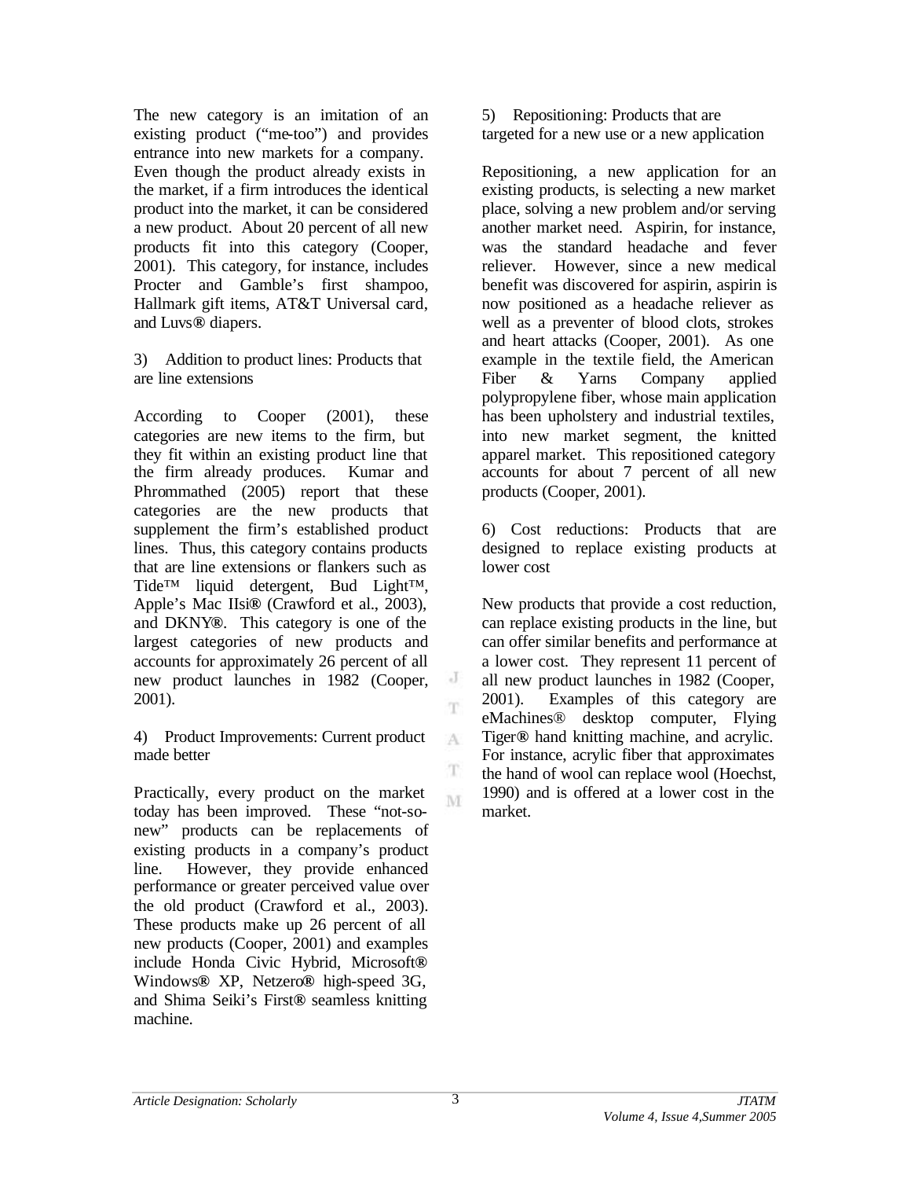The new category is an imitation of an existing product ("me-too") and provides entrance into new markets for a company. Even though the product already exists in the market, if a firm introduces the identical product into the market, it can be considered a new product. About 20 percent of all new products fit into this category (Cooper, 2001). This category, for instance, includes Procter and Gamble's first shampoo, Hallmark gift items, AT&T Universal card, and Luvs® diapers.

3) Addition to product lines: Products that are line extensions

According to Cooper (2001), these categories are new items to the firm, but they fit within an existing product line that the firm already produces. Kumar and Phrommathed (2005) report that these categories are the new products that supplement the firm's established product lines. Thus, this category contains products that are line extensions or flankers such as Tide™ liquid detergent, Bud Light™, Apple's Mac IIsi® (Crawford et al., 2003), and DKNY®. This category is one of the largest categories of new products and accounts for approximately 26 percent of all new product launches in 1982 (Cooper, 2001).

4) Product Improvements: Current product made better

Practically, every product on the market today has been improved. These "not-so-new" products can be replacements of existing products in a company's product line. However, they provide enhanced performance or greater perceived value over the old product (Crawford et al., 2003). These products make up 26 percent of all new products (Cooper, 2001) and examples include Honda Civic Hybrid, Microsoft® Windows® XP, Netzero® high-speed 3G, and Shima Seiki's First® seamless knitting machine.

5) Repositioning: Products that are targeted for a new use or a new application

Repositioning, a new application for an existing products, is selecting a new market place, solving a new problem and/or serving another market need. Aspirin, for instance, was the standard headache and fever reliever. However, since a new medical benefit was discovered for aspirin, aspirin is now positioned as a headache reliever as well as a preventer of blood clots, strokes and heart attacks (Cooper, 2001). As one example in the textile field, the American Fiber & Yarns Company applied polypropylene fiber, whose main application has been upholstery and industrial textiles, into new market segment, the knitted apparel market. This repositioned category accounts for about 7 percent of all new products (Cooper, 2001).

6) Cost reductions: Products that are designed to replace existing products at lower cost

New products that provide a cost reduction, can replace existing products in the line, but can offer similar benefits and performance at a lower cost. They represent 11 percent of all new product launches in 1982 (Cooper, 2001). Examples of this category are eMachines® desktop computer, Flying Tiger® hand knitting machine, and acrylic. For instance, acrylic fiber that approximates the hand of wool can replace wool (Hoechst, 1990) and is offered at a lower cost in the market.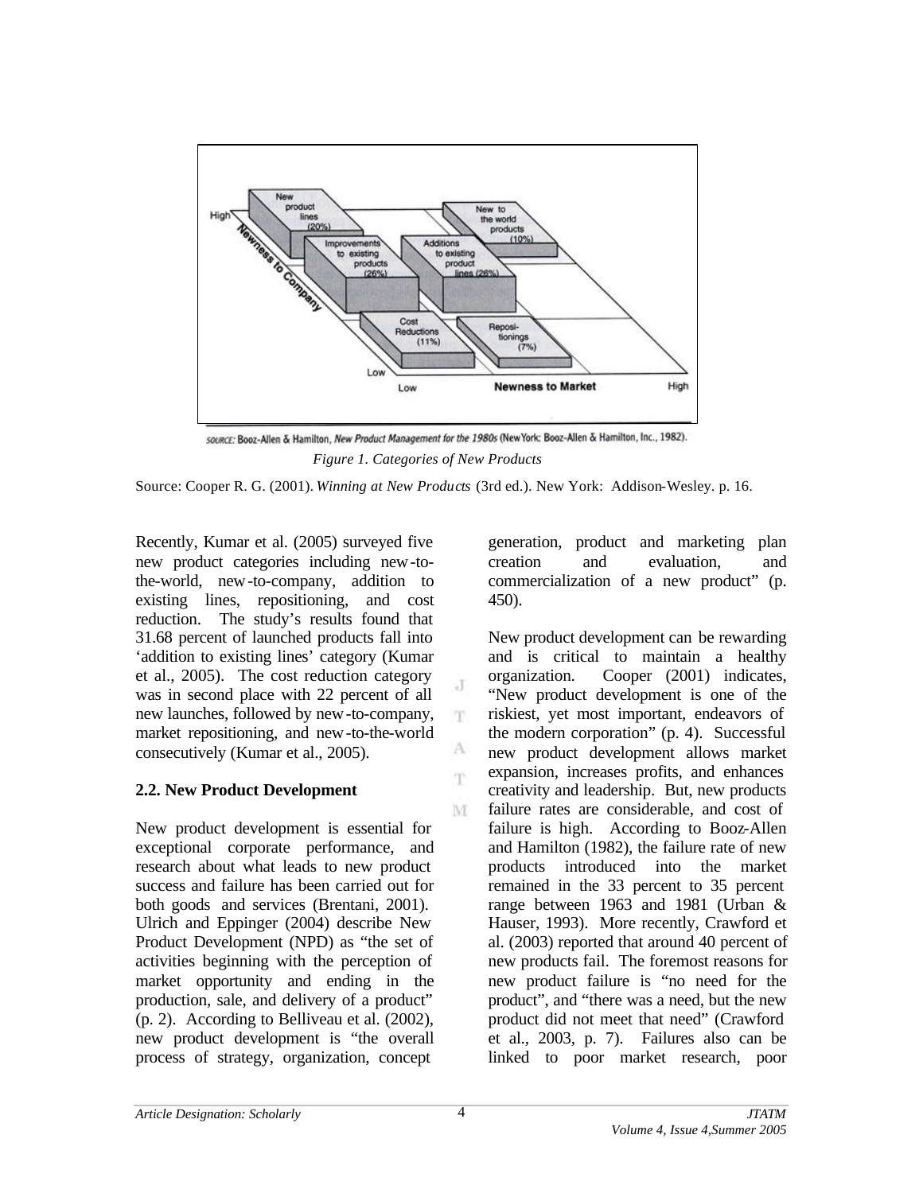SOURCE: Booz-Allen & Hamilton, *New Product Management for the 1980s* (New York: Booz-Allen & Hamilton, Inc., 1982).

*Figure 1. Categories of New Products*

Source: Cooper R. G. (2001). *Winning at New Products* (3rd ed.). New York: Addison-Wesley. p. 16.

Recently, Kumar et al. (2005) surveyed five new product categories including new-to-the-world, new-to-company, addition to existing lines, repositioning, and cost reduction. The study's results found that 31.68 percent of launched products fall into 'addition to existing lines' category (Kumar et al., 2005). The cost reduction category was in second place with 22 percent of all new launches, followed by new-to-company, market repositioning, and new-to-the-world consecutively (Kumar et al., 2005).

## 2.2. New Product Development

New product development is essential for exceptional corporate performance, and research about what leads to new product success and failure has been carried out for both goods and services (Brentani, 2001). Ulrich and Eppinger (2004) describe New Product Development (NPD) as "the set of activities beginning with the perception of market opportunity and ending in the production, sale, and delivery of a product" (p. 2). According to Belliveau et al. (2002), new product development is "the overall process of strategy, organization, concept generation, product and marketing plan creation and evaluation, and commercialization of a new product" (p. 450).

New product development can be rewarding and is critical to maintain a healthy organization. Cooper (2001) indicates, "New product development is one of the riskiest, yet most important, endeavors of the modern corporation" (p. 4). Successful new product development allows market expansion, increases profits, and enhances creativity and leadership. But, new products failure rates are considerable, and cost of failure is high. According to Booz-Allen and Hamilton (1982), the failure rate of new products introduced into the market remained in the 33 percent to 35 percent range between 1963 and 1981 (Urban & Hauser, 1993). More recently, Crawford et al. (2003) reported that around 40 percent of new products fail. The foremost reasons for new product failure is "no need for the product", and "there was a need, but the new product did not meet that need" (Crawford et al., 2003, p. 7). Failures also can be linked to poor market research, poor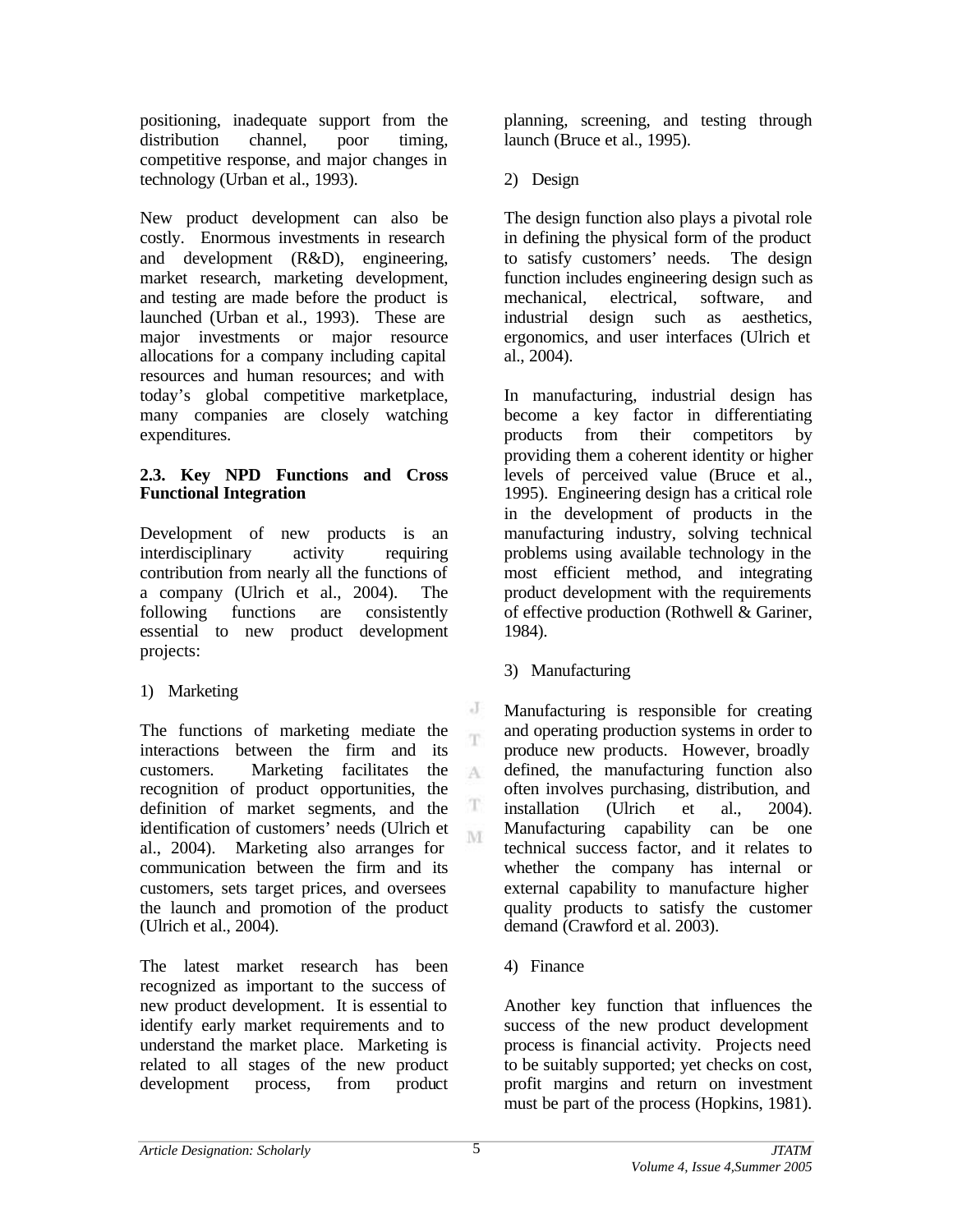positioning, inadequate support from the distribution channel, poor timing, competitive response, and major changes in technology (Urban et al., 1993).

New product development can also be costly. Enormous investments in research and development (R&D), engineering, market research, marketing development, and testing are made before the product is launched (Urban et al., 1993). These are major investments or major resource allocations for a company including capital resources and human resources; and with today's global competitive marketplace, many companies are closely watching expenditures.

### 2.3. Key NPD Functions and Cross Functional Integration

Development of new products is an interdisciplinary activity requiring contribution from nearly all the functions of a company (Ulrich et al., 2004). The following functions are consistently essential to new product development projects:

1) Marketing

The functions of marketing mediate the interactions between the firm and its customers. Marketing facilitates the recognition of product opportunities, the definition of market segments, and the identification of customers' needs (Ulrich et al., 2004). Marketing also arranges for communication between the firm and its customers, sets target prices, and oversees the launch and promotion of the product (Ulrich et al., 2004).

The latest market research has been recognized as important to the success of new product development. It is essential to identify early market requirements and to understand the market place. Marketing is related to all stages of the new product development process, from product planning, screening, and testing through launch (Bruce et al., 1995).

2) Design

The design function also plays a pivotal role in defining the physical form of the product to satisfy customers' needs. The design function includes engineering design such as mechanical, electrical, software, and industrial design such as aesthetics, ergonomics, and user interfaces (Ulrich et al., 2004).

In manufacturing, industrial design has become a key factor in differentiating products from their competitors by providing them a coherent identity or higher levels of perceived value (Bruce et al., 1995). Engineering design has a critical role in the development of products in the manufacturing industry, solving technical problems using available technology in the most efficient method, and integrating product development with the requirements of effective production (Rothwell & Gariner, 1984).

3) Manufacturing

Manufacturing is responsible for creating and operating production systems in order to produce new products. However, broadly defined, the manufacturing function also often involves purchasing, distribution, and installation (Ulrich et al., 2004). Manufacturing capability can be one technical success factor, and it relates to whether the company has internal or external capability to manufacture higher quality products to satisfy the customer demand (Crawford et al. 2003).

4) Finance

Another key function that influences the success of the new product development process is financial activity. Projects need to be suitably supported; yet checks on cost, profit margins and return on investment must be part of the process (Hopkins, 1981).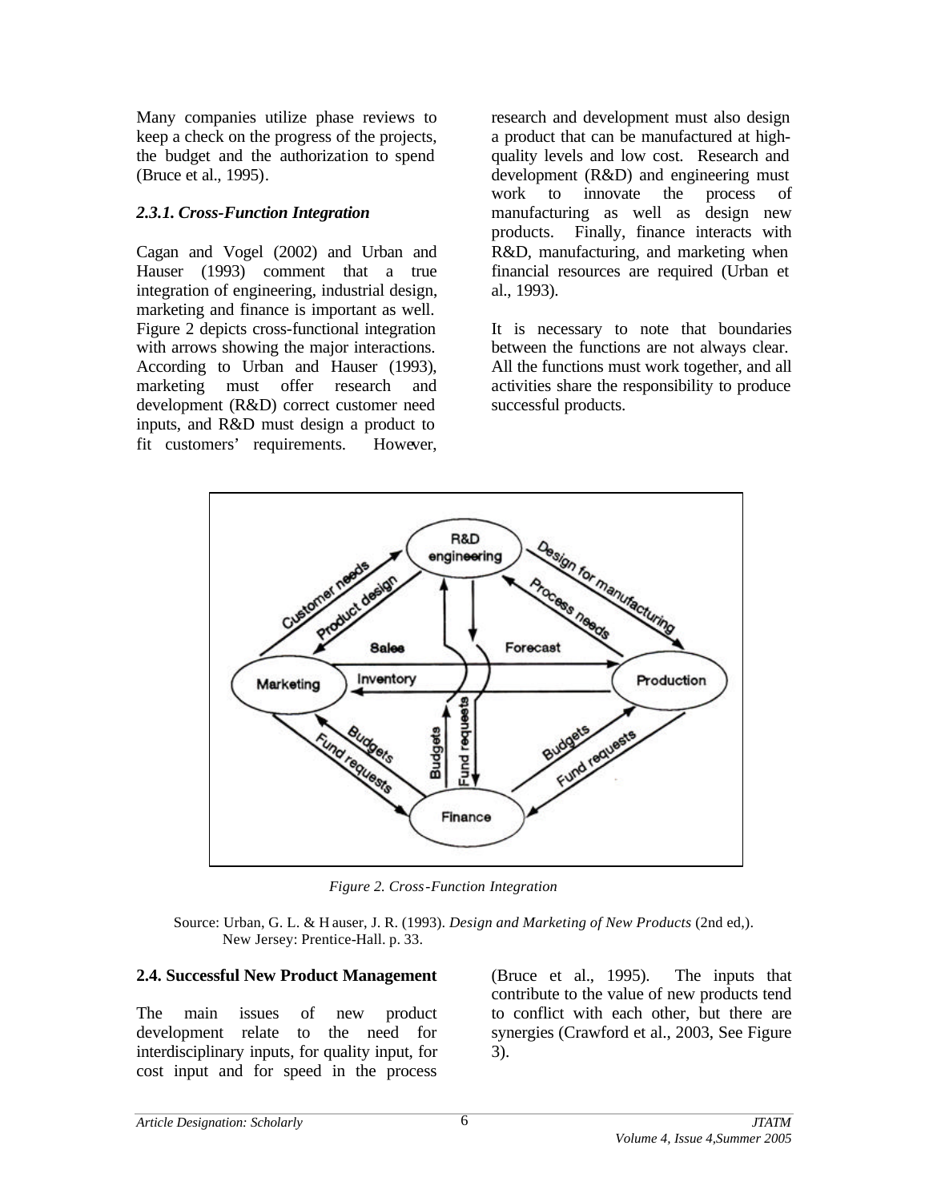Many companies utilize phase reviews to keep a check on the progress of the projects, the budget and the authorization to spend (Bruce et al., 1995).

### *2.3.1. Cross-Function Integration*

Cagan and Vogel (2002) and Urban and Hauser (1993) comment that a true integration of engineering, industrial design, marketing and finance is important as well. Figure 2 depicts cross-functional integration with arrows showing the major interactions. According to Urban and Hauser (1993), marketing must offer research and development (R&D) correct customer need inputs, and R&D must design a product to fit customers' requirements. However, research and development must also design a product that can be manufactured at high-quality levels and low cost. Research and development (R&D) and engineering must work to innovate the process of manufacturing as well as design new products. Finally, finance interacts with R&D, manufacturing, and marketing when financial resources are required (Urban et al., 1993).

It is necessary to note that boundaries between the functions are not always clear. All the functions must work together, and all activities share the responsibility to produce successful products.

*Figure 2. Cross-Function Integration*

Source: Urban, G. L. & Hauser, J. R. (1993). *Design and Marketing of New Products* (2nd ed,). New Jersey: Prentice-Hall. p. 33.

## 2.4. Successful New Product Management

The main issues of new product development relate to the need for interdisciplinary inputs, for quality input, for cost input and for speed in the process (Bruce et al., 1995). The inputs that contribute to the value of new products tend to conflict with each other, but there are synergies (Crawford et al., 2003, See Figure 3).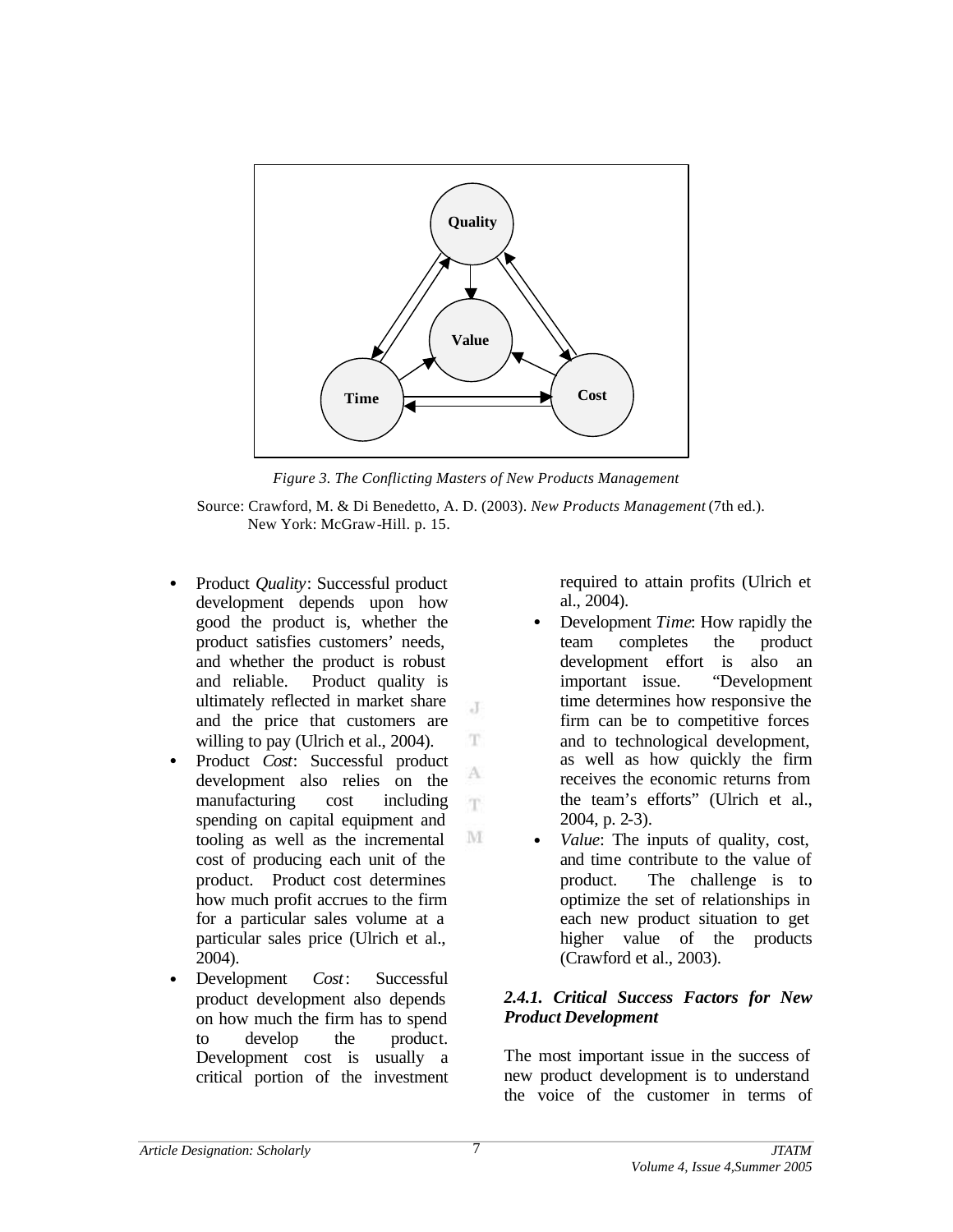*Figure 3. The Conflicting Masters of New Products Management*

Source: Crawford, M. & Di Benedetto, A. D. (2003). *New Products Management* (7th ed.). New York: McGraw-Hill. p. 15.

- Product *Quality*: Successful product development depends upon how good the product is, whether the product satisfies customers' needs, and whether the product is robust and reliable. Product quality is ultimately reflected in market share and the price that customers are willing to pay (Ulrich et al., 2004).
- Product *Cost*: Successful product development also relies on the manufacturing cost including spending on capital equipment and tooling as well as the incremental cost of producing each unit of the product. Product cost determines how much profit accrues to the firm for a particular sales volume at a particular sales price (Ulrich et al., 2004).
- Development *Cost*: Successful product development also depends on how much the firm has to spend to develop the product. Development cost is usually a critical portion of the investment required to attain profits (Ulrich et al., 2004).
- Development *Time*: How rapidly the team completes the product development effort is also an important issue. "Development time determines how responsive the firm can be to competitive forces and to technological development, as well as how quickly the firm receives the economic returns from the team's efforts" (Ulrich et al., 2004, p. 2-3).
- *Value*: The inputs of quality, cost, and time contribute to the value of product. The challenge is to optimize the set of relationships in each new product situation to get higher value of the products (Crawford et al., 2003).

#### *2.4.1. Critical Success Factors for New Product Development*

The most important issue in the success of new product development is to understand the voice of the customer in terms of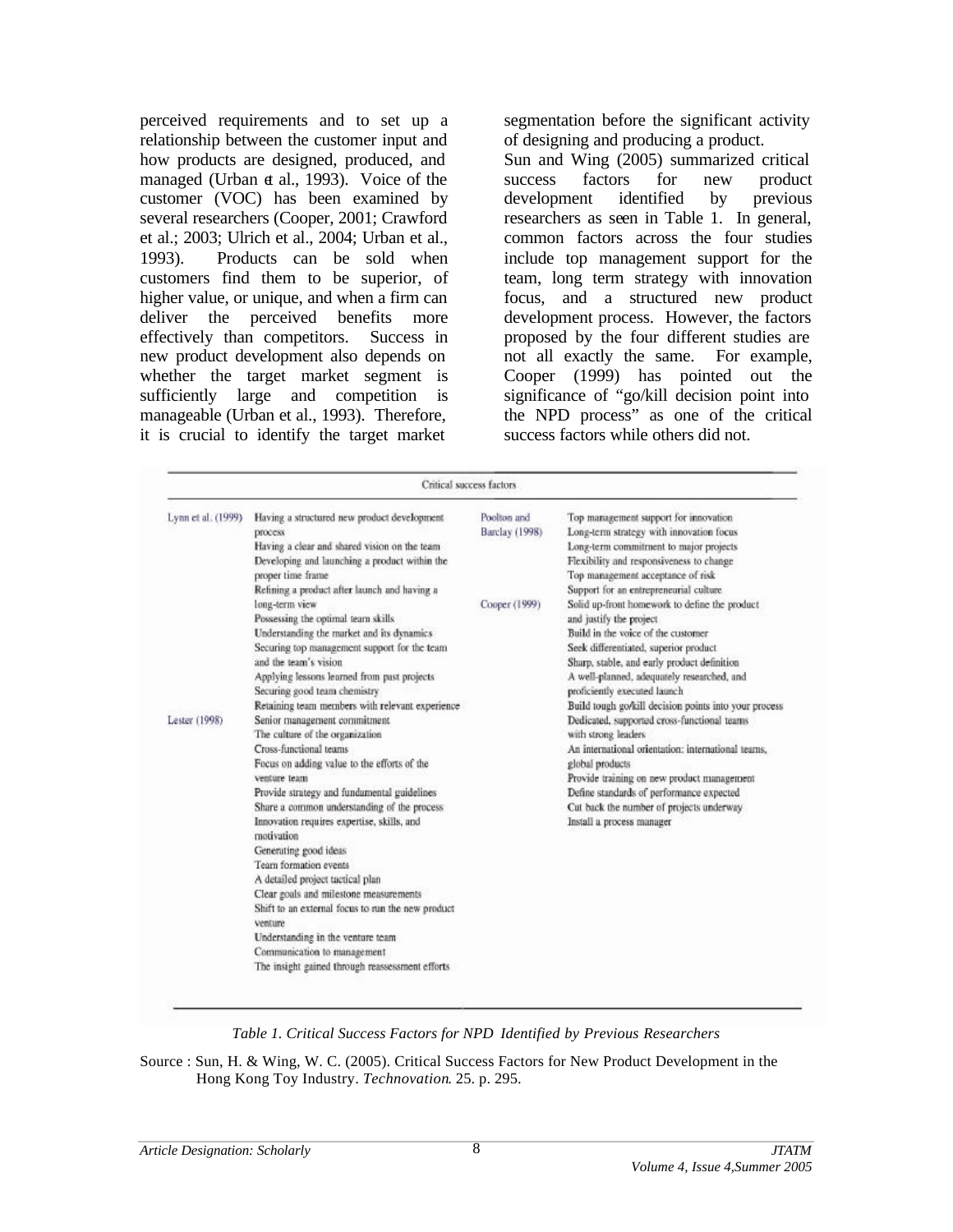perceived requirements and to set up a relationship between the customer input and how products are designed, produced, and managed (Urban et al., 1993). Voice of the customer (VOC) has been examined by several researchers (Cooper, 2001; Crawford et al.; 2003; Ulrich et al., 2004; Urban et al., 1993). Products can be sold when customers find them to be superior, of higher value, or unique, and when a firm can deliver the perceived benefits more effectively than competitors. Success in new product development also depends on whether the target market segment is sufficiently large and competition is manageable (Urban et al., 1993). Therefore, it is crucial to identify the target market segmentation before the significant activity of designing and producing a product.

Sun and Wing (2005) summarized critical success factors for new product development identified by previous researchers as seen in Table 1. In general, common factors across the four studies include top management support for the team, long term strategy with innovation focus, and a structured new product development process. However, the factors proposed by the four different studies are not all exactly the same. For example, Cooper (1999) has pointed out the significance of "go/kill decision point into the NPD process" as one of the critical success factors while others did not.

| Critical success factors | | | |
|---|---|---|---|
| Lynn et al. (1999) | Having a structured new product development process<br>Having a clear and shared vision on the team<br>Developing and launching a product within the proper time frame<br>Refining a product after launch and having a long-term view<br>Possessing the optimal team skills<br>Understanding the market and its dynamics<br>Securing top management support for the team and the team's vision<br>Applying lessons learned from past projects<br>Securing good team chemistry<br>Retaining team members with relevant experience | Poolton and Barclay (1998) | Top management support for innovation<br>Long-term strategy with innovation focus<br>Long-term commitment to major projects<br>Flexibility and responsiveness to change<br>Top management acceptance of risk<br>Support for an entrepreneurial culture |
| Lester (1998) | Senior management commitment<br>The culture of the organization<br>Cross-functional teams<br>Focus on adding value to the efforts of the venture team<br>Provide strategy and fundamental guidelines<br>Share a common understanding of the process<br>Innovation requires expertise, skills, and motivation<br>Generating good ideas<br>Team formation events<br>A detailed project tactical plan<br>Clear goals and milestone measurements<br>Shift to an external focus to run the new product venture<br>Understanding in the venture team<br>Communication to management<br>The insight gained through reassessment efforts | Cooper (1999) | Solid up-front homework to define the product and justify the project<br>Build in the voice of the customer<br>Seek differentiated, superior product<br>Sharp, stable, and early product definition<br>A well-planned, adequately researched, and proficiently executed launch<br>Build tough go/kill decision points into your process<br>Dedicated, supported cross-functional teams with strong leaders<br>An international orientation: international teams, global products<br>Provide training on new product management<br>Define standards of performance expected<br>Cut back the number of projects underway<br>Install a process manager |

*Table 1. Critical Success Factors for NPD Identified by Previous Researchers*

Source : Sun, H. & Wing, W. C. (2005). Critical Success Factors for New Product Development in the Hong Kong Toy Industry. *Technovation*. 25. p. 295.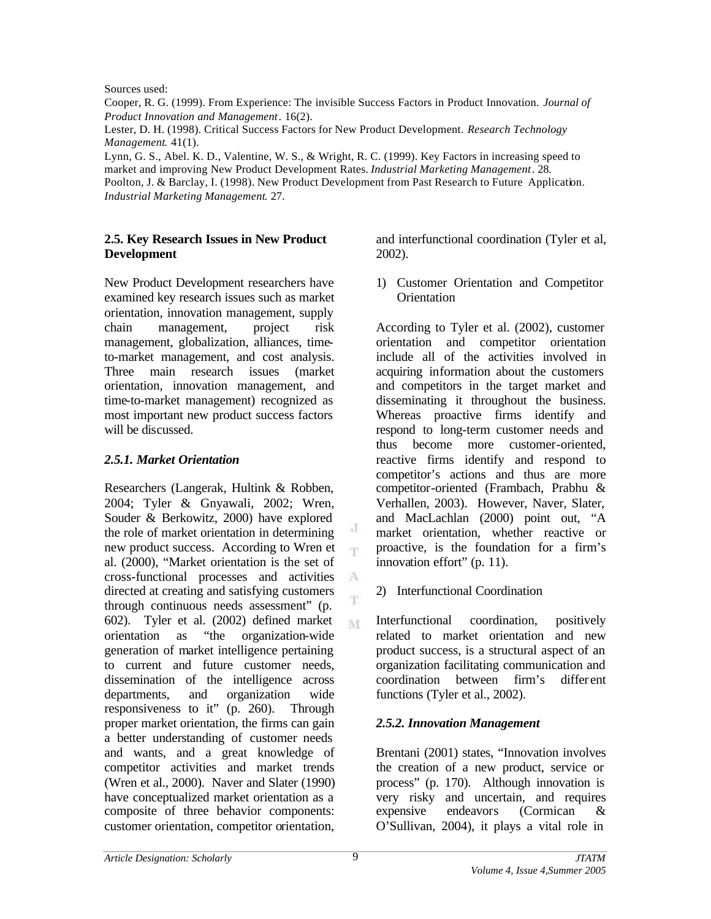Sources used:
Cooper, R. G. (1999). From Experience: The invisible Success Factors in Product Innovation. *Journal of Product Innovation and Management*. 16(2).
Lester, D. H. (1998). Critical Success Factors for New Product Development. *Research Technology Management*. 41(1).
Lynn, G. S., Abel. K. D., Valentine, W. S., & Wright, R. C. (1999). Key Factors in increasing speed to market and improving New Product Development Rates. *Industrial Marketing Management*. 28.
Poolton, J. & Barclay, I. (1998). New Product Development from Past Research to Future Application. *Industrial Marketing Management*. 27.

### 2.5. Key Research Issues in New Product Development

New Product Development researchers have examined key research issues such as market orientation, innovation management, supply chain management, project risk management, globalization, alliances, time-to-market management, and cost analysis. Three main research issues (market orientation, innovation management, and time-to-market management) recognized as most important new product success factors will be discussed.

#### *2.5.1. Market Orientation*

Researchers (Langerak, Hultink & Robben, 2004; Tyler & Gnyawali, 2002; Wren, Souder & Berkowitz, 2000) have explored the role of market orientation in determining new product success. According to Wren et al. (2000), "Market orientation is the set of cross-functional processes and activities directed at creating and satisfying customers through continuous needs assessment" (p. 602). Tyler et al. (2002) defined market orientation as "the organization-wide generation of market intelligence pertaining to current and future customer needs, dissemination of the intelligence across departments, and organization wide responsiveness to it" (p. 260). Through proper market orientation, the firms can gain a better understanding of customer needs and wants, and a great knowledge of competitor activities and market trends (Wren et al., 2000). Naver and Slater (1990) have conceptualized market orientation as a composite of three behavior components: customer orientation, competitor orientation, and interfunctional coordination (Tyler et al, 2002).

1) Customer Orientation and Competitor Orientation

According to Tyler et al. (2002), customer orientation and competitor orientation include all of the activities involved in acquiring information about the customers and competitors in the target market and disseminating it throughout the business. Whereas proactive firms identify and respond to long-term customer needs and thus become more customer-oriented, reactive firms identify and respond to competitor's actions and thus are more competitor-oriented (Frambach, Prabhu & Verhallen, 2003). However, Naver, Slater, and MacLachlan (2000) point out, "A market orientation, whether reactive or proactive, is the foundation for a firm's innovation effort" (p. 11).

2) Interfunctional Coordination

Interfunctional coordination, positively related to market orientation and new product success, is a structural aspect of an organization facilitating communication and coordination between firm's different functions (Tyler et al., 2002).

#### *2.5.2. Innovation Management*

Brentani (2001) states, "Innovation involves the creation of a new product, service or process" (p. 170). Although innovation is very risky and uncertain, and requires expensive endeavors (Cormican & O'Sullivan, 2004), it plays a vital role in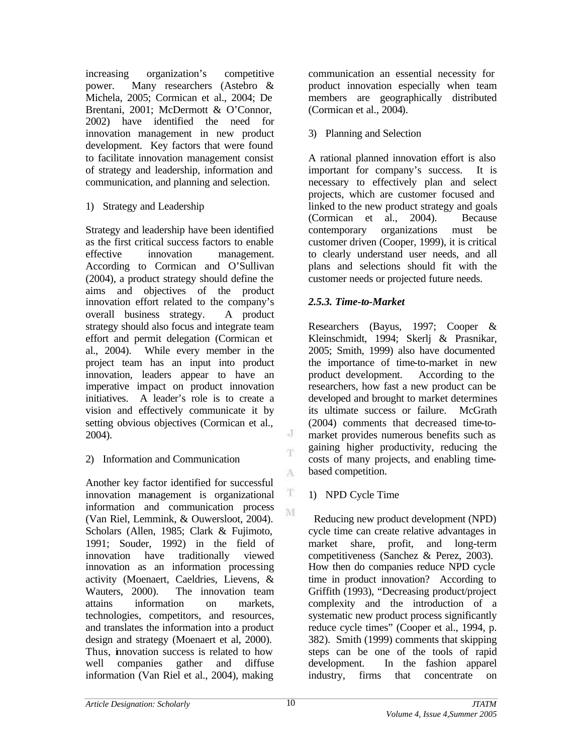increasing organization's competitive power. Many researchers (Astebro & Michela, 2005; Cormican et al., 2004; De Brentani, 2001; McDermott & O'Connor, 2002) have identified the need for innovation management in new product development. Key factors that were found to facilitate innovation management consist of strategy and leadership, information and communication, and planning and selection.

1) Strategy and Leadership

Strategy and leadership have been identified as the first critical success factors to enable effective innovation management. According to Cormican and O'Sullivan (2004), a product strategy should define the aims and objectives of the product innovation effort related to the company's overall business strategy. A product strategy should also focus and integrate team effort and permit delegation (Cormican et al., 2004). While every member in the project team has an input into product innovation, leaders appear to have an imperative impact on product innovation initiatives. A leader's role is to create a vision and effectively communicate it by setting obvious objectives (Cormican et al., 2004).

2) Information and Communication

Another key factor identified for successful innovation management is organizational information and communication process (Van Riel, Lemmink, & Ouwersloot, 2004). Scholars (Allen, 1985; Clark & Fujimoto, 1991; Souder, 1992) in the field of innovation have traditionally viewed innovation as an information processing activity (Moenaert, Caeldries, Lievens, & Wauters, 2000). The innovation team attains information on markets, technologies, competitors, and resources, and translates the information into a product design and strategy (Moenaert et al, 2000). Thus, innovation success is related to how well companies gather and diffuse information (Van Riel et al., 2004), making communication an essential necessity for product innovation especially when team members are geographically distributed (Cormican et al., 2004).

3) Planning and Selection

A rational planned innovation effort is also important for company's success. It is necessary to effectively plan and select projects, which are customer focused and linked to the new product strategy and goals (Cormican et al., 2004). Because contemporary organizations must be customer driven (Cooper, 1999), it is critical to clearly understand user needs, and all plans and selections should fit with the customer needs or projected future needs.

### *2.5.3. Time-to-Market*

Researchers (Bayus, 1997; Cooper & Kleinschmidt, 1994; Skerlj & Prasnikar, 2005; Smith, 1999) also have documented the importance of time-to-market in new product development. According to the researchers, how fast a new product can be developed and brought to market determines its ultimate success or failure. McGrath (2004) comments that decreased time-to-market provides numerous benefits such as gaining higher productivity, reducing the costs of many projects, and enabling time-based competition.

1) NPD Cycle Time

Reducing new product development (NPD) cycle time can create relative advantages in market share, profit, and long-term competitiveness (Sanchez & Perez, 2003). How then do companies reduce NPD cycle time in product innovation? According to Griffith (1993), "Decreasing product/project complexity and the introduction of a systematic new product process significantly reduce cycle times" (Cooper et al., 1994, p. 382). Smith (1999) comments that skipping steps can be one of the tools of rapid development. In the fashion apparel industry, firms that concentrate on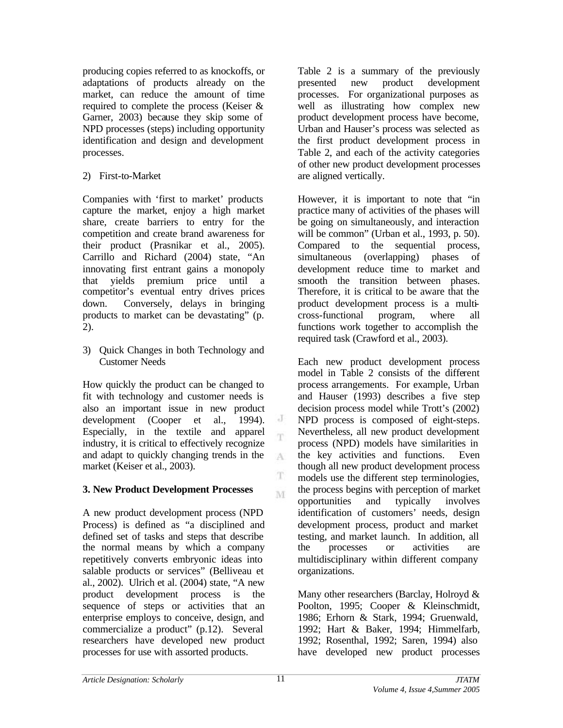producing copies referred to as knockoffs, or adaptations of products already on the market, can reduce the amount of time required to complete the process (Keiser & Garner, 2003) because they skip some of NPD processes (steps) including opportunity identification and design and development processes.

2) First-to-Market

Companies with 'first to market' products capture the market, enjoy a high market share, create barriers to entry for the competition and create brand awareness for their product (Prasnikar et al., 2005). Carrillo and Richard (2004) state, "An innovating first entrant gains a monopoly that yields premium price until a competitor's eventual entry drives prices down. Conversely, delays in bringing products to market can be devastating" (p. 2).

3) Quick Changes in both Technology and Customer Needs

How quickly the product can be changed to fit with technology and customer needs is also an important issue in new product development (Cooper et al., 1994). Especially, in the textile and apparel industry, it is critical to effectively recognize and adapt to quickly changing trends in the market (Keiser et al., 2003).

**3. New Product Development Processes**

A new product development process (NPD Process) is defined as "a disciplined and defined set of tasks and steps that describe the normal means by which a company repetitively converts embryonic ideas into salable products or services" (Belliveau et al., 2002). Ulrich et al. (2004) state, "A new product development process is the sequence of steps or activities that an enterprise employs to conceive, design, and commercialize a product" (p.12). Several researchers have developed new product processes for use with assorted products.

Table 2 is a summary of the previously presented new product development processes. For organizational purposes as well as illustrating how complex new product development process have become, Urban and Hauser's process was selected as the first product development process in Table 2, and each of the activity categories of other new product development processes are aligned vertically.

However, it is important to note that "in practice many of activities of the phases will be going on simultaneously, and interaction will be common" (Urban et al., 1993, p. 50). Compared to the sequential process, simultaneous (overlapping) phases of development reduce time to market and smooth the transition between phases. Therefore, it is critical to be aware that the product development process is a multi-cross-functional program, where all functions work together to accomplish the required task (Crawford et al., 2003).

Each new product development process model in Table 2 consists of the different process arrangements. For example, Urban and Hauser (1993) describes a five step decision process model while Trott's (2002) NPD process is composed of eight-steps. Nevertheless, all new product development process (NPD) models have similarities in the key activities and functions. Even though all new product development process models use the different step terminologies, the process begins with perception of market opportunities and typically involves identification of customers' needs, design development process, product and market testing, and market launch. In addition, all the processes or activities are multidisciplinary within different company organizations.

Many other researchers (Barclay, Holroyd & Poolton, 1995; Cooper & Kleinschmidt, 1986; Erhorn & Stark, 1994; Gruenwald, 1992; Hart & Baker, 1994; Himmelfarb, 1992; Rosenthal, 1992; Saren, 1994) also have developed new product processes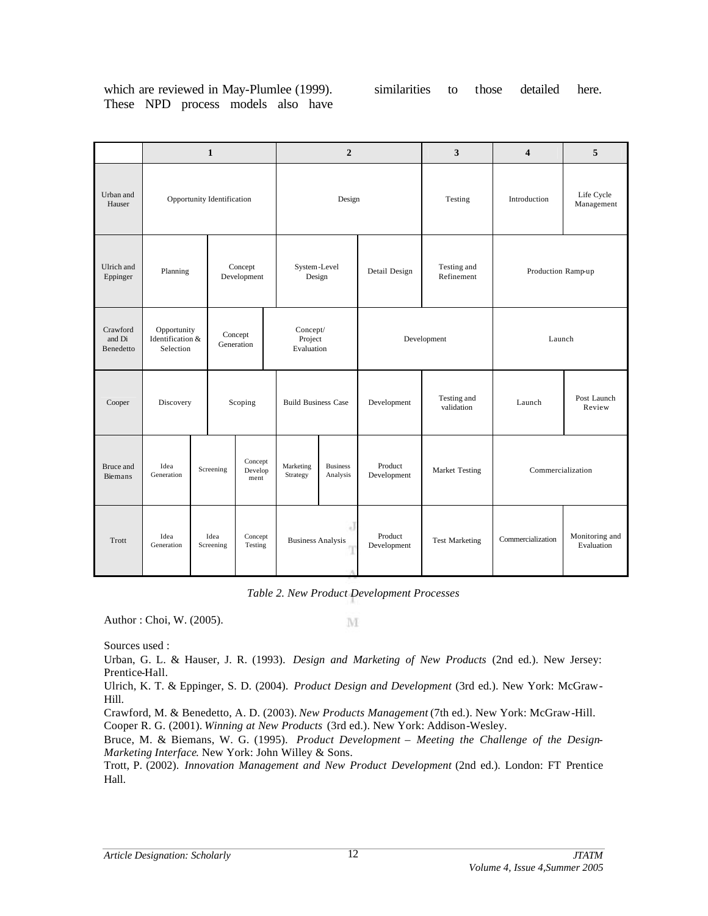which are reviewed in May-Plumlee (1999). These NPD process models also have similarities to those detailed here.

| | 1 | | | | | 2 | | | 3 | 4 | 5 |
|---|---|---|---|---|---|---|---|---|---|---|---|
| Urban and Hauser | Opportunity Identification | | | | | Design | | | Testing | Introduction | Life Cycle Management |
| Ulrich and Eppinger | Planning | | Concept Development | | | System-Level Design | | Detail Design | Testing and Refinement | Production Ramp-up | |
| Crawford and Di Benedetto | Opportunity Identification & Selection | | Concept Generation | | Concept/ Project Evaluation | | | Development | | Launch | |
| Cooper | Discovery | | Scoping | | | Build Business Case | | Development | Testing and validation | Launch | Post Launch Review |
| Bruce and Biemans | Idea Generation | Screening | | Concept Development | | Marketing Strategy | Business Analysis | Product Development | Market Testing | Commercialization | |
| Trott | Idea Generation | Idea Screening | | Concept Testing | | Business Analysis | | Product Development | Test Marketing | Commercialization | Monitoring and Evaluation |

*Table 2. New Product Development Processes*

Author : Choi, W. (2005).

Sources used :

Urban, G. L. & Hauser, J. R. (1993). *Design and Marketing of New Products* (2nd ed.). New Jersey: Prentice-Hall.

Ulrich, K. T. & Eppinger, S. D. (2004). *Product Design and Development* (3rd ed.). New York: McGraw-Hill.

Crawford, M. & Benedetto, A. D. (2003). *New Products Management* (7th ed.). New York: McGraw-Hill.

Cooper R. G. (2001). *Winning at New Products* (3rd ed.). New York: Addison-Wesley.

Bruce, M. & Biemans, W. G. (1995). *Product Development – Meeting the Challenge of the Design-Marketing Interface*. New York: John Willey & Sons.

Trott, P. (2002). *Innovation Management and New Product Development* (2nd ed.). London: FT Prentice Hall.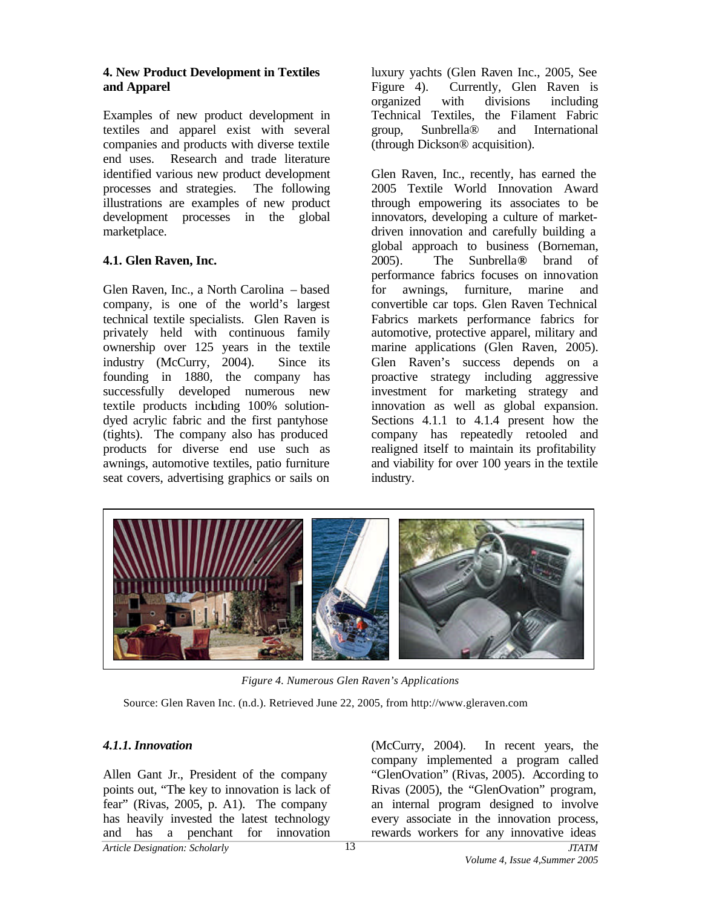## 4. New Product Development in Textiles and Apparel

Examples of new product development in textiles and apparel exist with several companies and products with diverse textile end uses. Research and trade literature identified various new product development processes and strategies. The following illustrations are examples of new product development processes in the global marketplace.

### 4.1. Glen Raven, Inc.

Glen Raven, Inc., a North Carolina – based company, is one of the world's largest technical textile specialists. Glen Raven is privately held with continuous family ownership over 125 years in the textile industry (McCurry, 2004). Since its founding in 1880, the company has successfully developed numerous new textile products including 100% solution-dyed acrylic fabric and the first pantyhose (tights). The company also has produced products for diverse end use such as awnings, automotive textiles, patio furniture seat covers, advertising graphics or sails on luxury yachts (Glen Raven Inc., 2005, See Figure 4). Currently, Glen Raven is organized with divisions including Technical Textiles, the Filament Fabric group, Sunbrella® and International (through Dickson® acquisition).

Glen Raven, Inc., recently, has earned the 2005 Textile World Innovation Award through empowering its associates to be innovators, developing a culture of market-driven innovation and carefully building a global approach to business (Borneman, 2005). The Sunbrella® brand of performance fabrics focuses on innovation for awnings, furniture, marine and convertible car tops. Glen Raven Technical Fabrics markets performance fabrics for automotive, protective apparel, military and marine applications (Glen Raven, 2005). Glen Raven's success depends on a proactive strategy including aggressive investment for marketing strategy and innovation as well as global expansion. Sections 4.1.1 to 4.1.4 present how the company has repeatedly retooled and realigned itself to maintain its profitability and viability for over 100 years in the textile industry.

*Figure 4. Numerous Glen Raven's Applications*

Source: Glen Raven Inc. (n.d.). Retrieved June 22, 2005, from http://www.gleraven.com

#### *4.1.1. Innovation*

Allen Gant Jr., President of the company points out, "The key to innovation is lack of fear" (Rivas, 2005, p. A1). The company has heavily invested the latest technology and has a penchant for innovation (McCurry, 2004). In recent years, the company implemented a program called "GlenOvation" (Rivas, 2005). According to Rivas (2005), the "GlenOvation" program, an internal program designed to involve every associate in the innovation process, rewards workers for any innovative ideas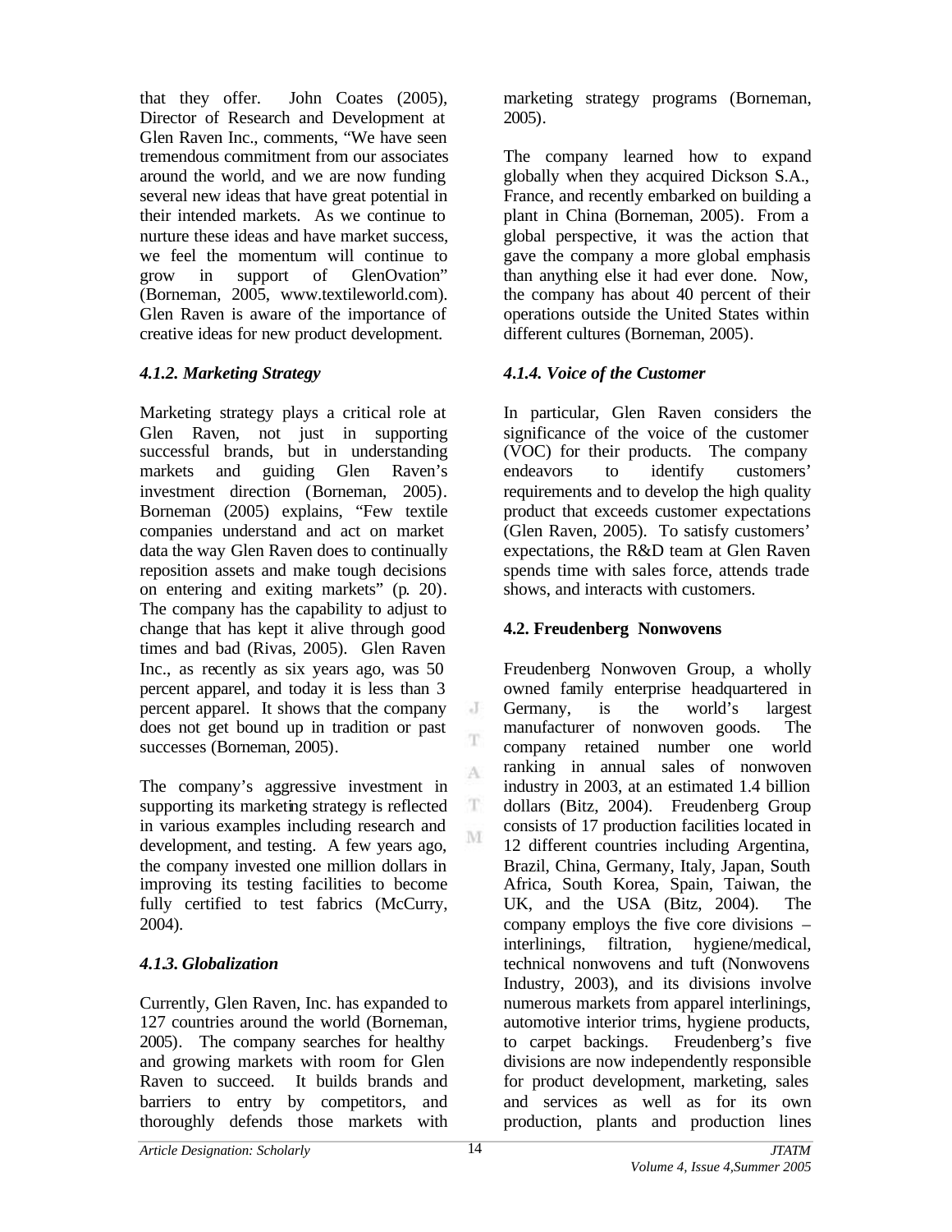that they offer. John Coates (2005), Director of Research and Development at Glen Raven Inc., comments, "We have seen tremendous commitment from our associates around the world, and we are now funding several new ideas that have great potential in their intended markets. As we continue to nurture these ideas and have market success, we feel the momentum will continue to grow in support of GlenOvation" (Borneman, 2005, www.textileworld.com). Glen Raven is aware of the importance of creative ideas for new product development.

### *4.1.2. Marketing Strategy*

Marketing strategy plays a critical role at Glen Raven, not just in supporting successful brands, but in understanding markets and guiding Glen Raven's investment direction (Borneman, 2005). Borneman (2005) explains, "Few textile companies understand and act on market data the way Glen Raven does to continually reposition assets and make tough decisions on entering and exiting markets" (p. 20). The company has the capability to adjust to change that has kept it alive through good times and bad (Rivas, 2005). Glen Raven Inc., as recently as six years ago, was 50 percent apparel, and today it is less than 3 percent apparel. It shows that the company does not get bound up in tradition or past successes (Borneman, 2005).

The company's aggressive investment in supporting its marketing strategy is reflected in various examples including research and development, and testing. A few years ago, the company invested one million dollars in improving its testing facilities to become fully certified to test fabrics (McCurry, 2004).

### *4.1.3. Globalization*

Currently, Glen Raven, Inc. has expanded to 127 countries around the world (Borneman, 2005). The company searches for healthy and growing markets with room for Glen Raven to succeed. It builds brands and barriers to entry by competitors, and thoroughly defends those markets with marketing strategy programs (Borneman, 2005).

The company learned how to expand globally when they acquired Dickson S.A., France, and recently embarked on building a plant in China (Borneman, 2005). From a global perspective, it was the action that gave the company a more global emphasis than anything else it had ever done. Now, the company has about 40 percent of their operations outside the United States within different cultures (Borneman, 2005).

### *4.1.4. Voice of the Customer*

In particular, Glen Raven considers the significance of the voice of the customer (VOC) for their products. The company endeavors to identify customers' requirements and to develop the high quality product that exceeds customer expectations (Glen Raven, 2005). To satisfy customers' expectations, the R&D team at Glen Raven spends time with sales force, attends trade shows, and interacts with customers.

### **4.2. Freudenberg Nonwovens**

Freudenberg Nonwoven Group, a wholly owned family enterprise headquartered in Germany, is the world's largest manufacturer of nonwoven goods. The company retained number one world ranking in annual sales of nonwoven industry in 2003, at an estimated 1.4 billion dollars (Bitz, 2004). Freudenberg Group consists of 17 production facilities located in 12 different countries including Argentina, Brazil, China, Germany, Italy, Japan, South Africa, South Korea, Spain, Taiwan, the UK, and the USA (Bitz, 2004). The company employs the five core divisions – interlinings, filtration, hygiene/medical, technical nonwovens and tuft (Nonwovens Industry, 2003), and its divisions involve numerous markets from apparel interlinings, automotive interior trims, hygiene products, to carpet backings. Freudenberg's five divisions are now independently responsible for product development, marketing, sales and services as well as for its own production, plants and production lines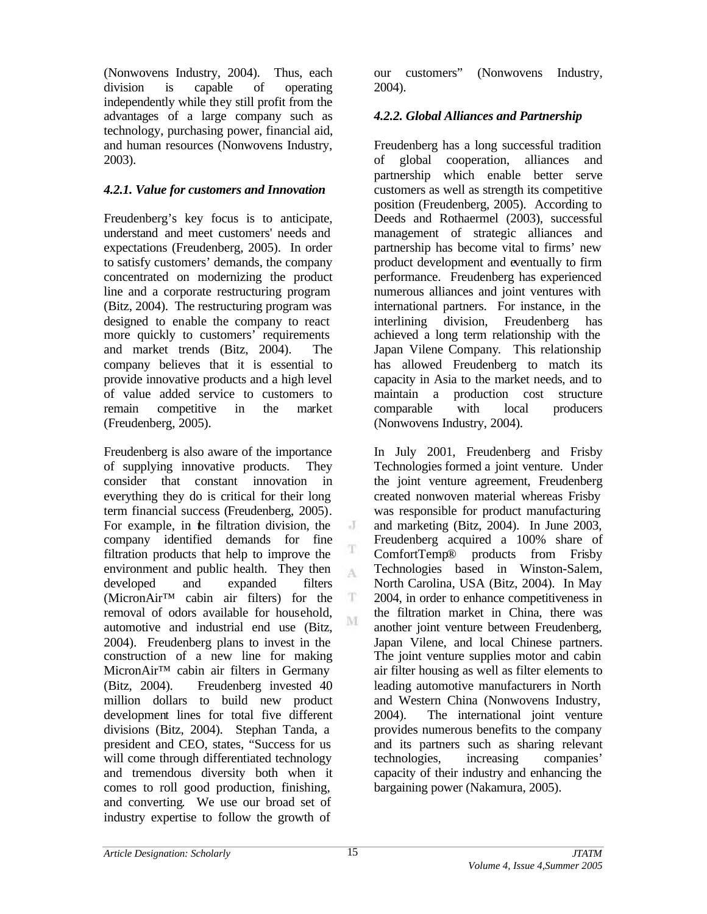(Nonwovens Industry, 2004). Thus, each division is capable of operating independently while they still profit from the advantages of a large company such as technology, purchasing power, financial aid, and human resources (Nonwovens Industry, 2003).

#### *4.2.1. Value for customers and Innovation*

Freudenberg's key focus is to anticipate, understand and meet customers' needs and expectations (Freudenberg, 2005). In order to satisfy customers' demands, the company concentrated on modernizing the product line and a corporate restructuring program (Bitz, 2004). The restructuring program was designed to enable the company to react more quickly to customers' requirements and market trends (Bitz, 2004). The company believes that it is essential to provide innovative products and a high level of value added service to customers to remain competitive in the market (Freudenberg, 2005).

Freudenberg is also aware of the importance of supplying innovative products. They consider that constant innovation in everything they do is critical for their long term financial success (Freudenberg, 2005). For example, in the filtration division, the company identified demands for fine filtration products that help to improve the environment and public health. They then developed and expanded filters (MicronAir™ cabin air filters) for the removal of odors available for household, automotive and industrial end use (Bitz, 2004). Freudenberg plans to invest in the construction of a new line for making MicronAir™ cabin air filters in Germany (Bitz, 2004). Freudenberg invested 40 million dollars to build new product development lines for total five different divisions (Bitz, 2004). Stephan Tanda, a president and CEO, states, "Success for us will come through differentiated technology and tremendous diversity both when it comes to roll good production, finishing, and converting. We use our broad set of industry expertise to follow the growth of our customers" (Nonwovens Industry, 2004).

#### *4.2.2. Global Alliances and Partnership*

Freudenberg has a long successful tradition of global cooperation, alliances and partnership which enable better serve customers as well as strength its competitive position (Freudenberg, 2005). According to Deeds and Rothaermel (2003), successful management of strategic alliances and partnership has become vital to firms' new product development and eventually to firm performance. Freudenberg has experienced numerous alliances and joint ventures with international partners. For instance, in the interlining division, Freudenberg has achieved a long term relationship with the Japan Vilene Company. This relationship has allowed Freudenberg to match its capacity in Asia to the market needs, and to maintain a production cost structure comparable with local producers (Nonwovens Industry, 2004).

In July 2001, Freudenberg and Frisby Technologies formed a joint venture. Under the joint venture agreement, Freudenberg created nonwoven material whereas Frisby was responsible for product manufacturing and marketing (Bitz, 2004). In June 2003, Freudenberg acquired a 100% share of ComfortTemp® products from Frisby Technologies based in Winston-Salem, North Carolina, USA (Bitz, 2004). In May 2004, in order to enhance competitiveness in the filtration market in China, there was another joint venture between Freudenberg, Japan Vilene, and local Chinese partners. The joint venture supplies motor and cabin air filter housing as well as filter elements to leading automotive manufacturers in North and Western China (Nonwovens Industry, 2004). The international joint venture provides numerous benefits to the company and its partners such as sharing relevant technologies, increasing companies' capacity of their industry and enhancing the bargaining power (Nakamura, 2005).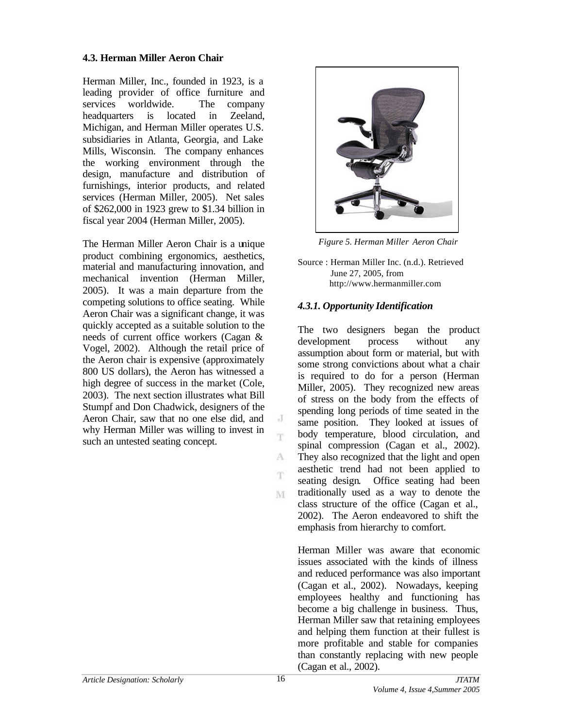### 4.3. Herman Miller Aeron Chair

Herman Miller, Inc., founded in 1923, is a leading provider of office furniture and services worldwide. The company headquarters is located in Zeeland, Michigan, and Herman Miller operates U.S. subsidiaries in Atlanta, Georgia, and Lake Mills, Wisconsin. The company enhances the working environment through the design, manufacture and distribution of furnishings, interior products, and related services (Herman Miller, 2005). Net sales of $262,000 in 1923 grew to $1.34 billion in fiscal year 2004 (Herman Miller, 2005).

The Herman Miller Aeron Chair is a unique product combining ergonomics, aesthetics, material and manufacturing innovation, and mechanical invention (Herman Miller, 2005). It was a main departure from the competing solutions to office seating. While Aeron Chair was a significant change, it was quickly accepted as a suitable solution to the needs of current office workers (Cagan & Vogel, 2002). Although the retail price of the Aeron chair is expensive (approximately 800 US dollars), the Aeron has witnessed a high degree of success in the market (Cole, 2003). The next section illustrates what Bill Stumpf and Don Chadwick, designers of the Aeron Chair, saw that no one else did, and why Herman Miller was willing to invest in such an untested seating concept.

*Figure 5. Herman Miller Aeron Chair*

Source : Herman Miller Inc. (n.d.). Retrieved June 27, 2005, from http://www.hermanmiller.com

#### *4.3.1. Opportunity Identification*

The two designers began the product development process without any assumption about form or material, but with some strong convictions about what a chair is required to do for a person (Herman Miller, 2005). They recognized new areas of stress on the body from the effects of spending long periods of time seated in the same position. They looked at issues of body temperature, blood circulation, and spinal compression (Cagan et al., 2002). They also recognized that the light and open aesthetic trend had not been applied to seating design. Office seating had been traditionally used as a way to denote the class structure of the office (Cagan et al., 2002). The Aeron endeavored to shift the emphasis from hierarchy to comfort.

Herman Miller was aware that economic issues associated with the kinds of illness and reduced performance was also important (Cagan et al., 2002). Nowadays, keeping employees healthy and functioning has become a big challenge in business. Thus, Herman Miller saw that retaining employees and helping them function at their fullest is more profitable and stable for companies than constantly replacing with new people (Cagan et al., 2002).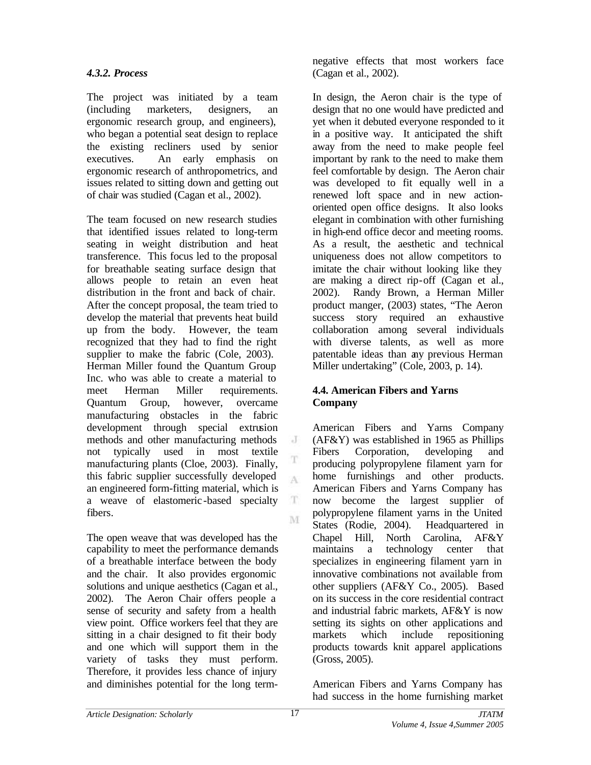#### *4.3.2. Process*

The project was initiated by a team (including marketers, designers, an ergonomic research group, and engineers), who began a potential seat design to replace the existing recliners used by senior executives. An early emphasis on ergonomic research of anthropometrics, and issues related to sitting down and getting out of chair was studied (Cagan et al., 2002).

The team focused on new research studies that identified issues related to long-term seating in weight distribution and heat transference. This focus led to the proposal for breathable seating surface design that allows people to retain an even heat distribution in the front and back of chair. After the concept proposal, the team tried to develop the material that prevents heat build up from the body. However, the team recognized that they had to find the right supplier to make the fabric (Cole, 2003). Herman Miller found the Quantum Group Inc. who was able to create a material to meet Herman Miller requirements. Quantum Group, however, overcame manufacturing obstacles in the fabric development through special extrusion methods and other manufacturing methods not typically used in most textile manufacturing plants (Cloe, 2003). Finally, this fabric supplier successfully developed an engineered form-fitting material, which is a weave of elastomeric-based specialty fibers.

The open weave that was developed has the capability to meet the performance demands of a breathable interface between the body and the chair. It also provides ergonomic solutions and unique aesthetics (Cagan et al., 2002). The Aeron Chair offers people a sense of security and safety from a health view point. Office workers feel that they are sitting in a chair designed to fit their body and one which will support them in the variety of tasks they must perform. Therefore, it provides less chance of injury and diminishes potential for the long term-negative effects that most workers face (Cagan et al., 2002).

In design, the Aeron chair is the type of design that no one would have predicted and yet when it debuted everyone responded to it in a positive way. It anticipated the shift away from the need to make people feel important by rank to the need to make them feel comfortable by design. The Aeron chair was developed to fit equally well in a renewed loft space and in new action-oriented open office designs. It also looks elegant in combination with other furnishing in high-end office decor and meeting rooms. As a result, the aesthetic and technical uniqueness does not allow competitors to imitate the chair without looking like they are making a direct rip-off (Cagan et al., 2002). Randy Brown, a Herman Miller product manger, (2003) states, "The Aeron success story required an exhaustive collaboration among several individuals with diverse talents, as well as more patentable ideas than any previous Herman Miller undertaking" (Cole, 2003, p. 14).

### 4.4. American Fibers and Yarns Company

American Fibers and Yarns Company (AF&Y) was established in 1965 as Phillips Fibers Corporation, developing and producing polypropylene filament yarn for home furnishings and other products. American Fibers and Yarns Company has now become the largest supplier of polypropylene filament yarns in the United States (Rodie, 2004). Headquartered in Chapel Hill, North Carolina, AF&Y maintains a technology center that specializes in engineering filament yarn in innovative combinations not available from other suppliers (AF&Y Co., 2005). Based on its success in the core residential contract and industrial fabric markets, AF&Y is now setting its sights on other applications and markets which include repositioning products towards knit apparel applications (Gross, 2005).

American Fibers and Yarns Company has had success in the home furnishing market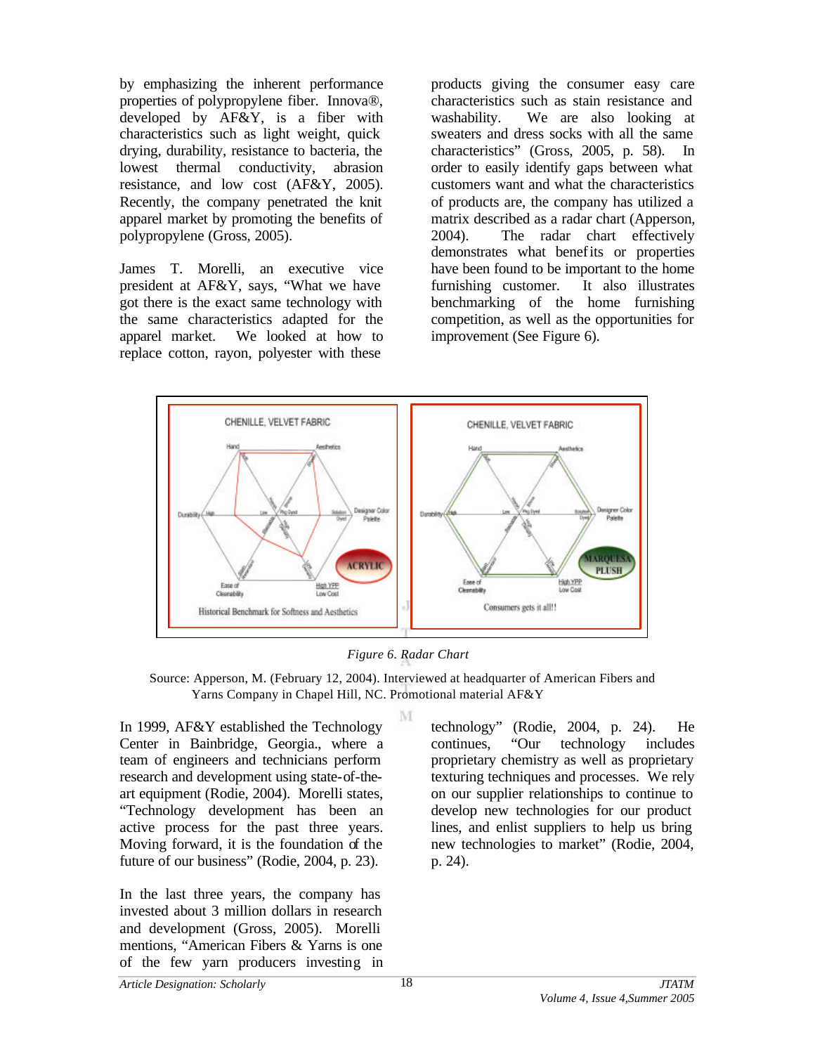by emphasizing the inherent performance properties of polypropylene fiber. Innova®, developed by AF&Y, is a fiber with characteristics such as light weight, quick drying, durability, resistance to bacteria, the lowest thermal conductivity, abrasion resistance, and low cost (AF&Y, 2005). Recently, the company penetrated the knit apparel market by promoting the benefits of polypropylene (Gross, 2005).

James T. Morelli, an executive vice president at AF&Y, says, "What we have got there is the exact same technology with the same characteristics adapted for the apparel market. We looked at how to replace cotton, rayon, polyester with these products giving the consumer easy care characteristics such as stain resistance and washability. We are also looking at sweaters and dress socks with all the same characteristics" (Gross, 2005, p. 58). In order to easily identify gaps between what customers want and what the characteristics of products are, the company has utilized a matrix described as a radar chart (Apperson, 2004). The radar chart effectively demonstrates what benefits or properties have been found to be important to the home furnishing customer. It also illustrates benchmarking of the home furnishing competition, as well as the opportunities for improvement (See Figure 6).

*Figure 6. Radar Chart*

Source: Apperson, M. (February 12, 2004). Interviewed at headquarter of American Fibers and Yarns Company in Chapel Hill, NC. Promotional material AF&Y

In 1999, AF&Y established the Technology Center in Bainbridge, Georgia., where a team of engineers and technicians perform research and development using state-of-the-art equipment (Rodie, 2004). Morelli states, "Technology development has been an active process for the past three years. Moving forward, it is the foundation of the future of our business" (Rodie, 2004, p. 23).

In the last three years, the company has invested about 3 million dollars in research and development (Gross, 2005). Morelli mentions, "American Fibers & Yarns is one of the few yarn producers investing in technology" (Rodie, 2004, p. 24). He continues, "Our technology includes proprietary chemistry as well as proprietary texturing techniques and processes. We rely on our supplier relationships to continue to develop new technologies for our product lines, and enlist suppliers to help us bring new technologies to market" (Rodie, 2004, p. 24).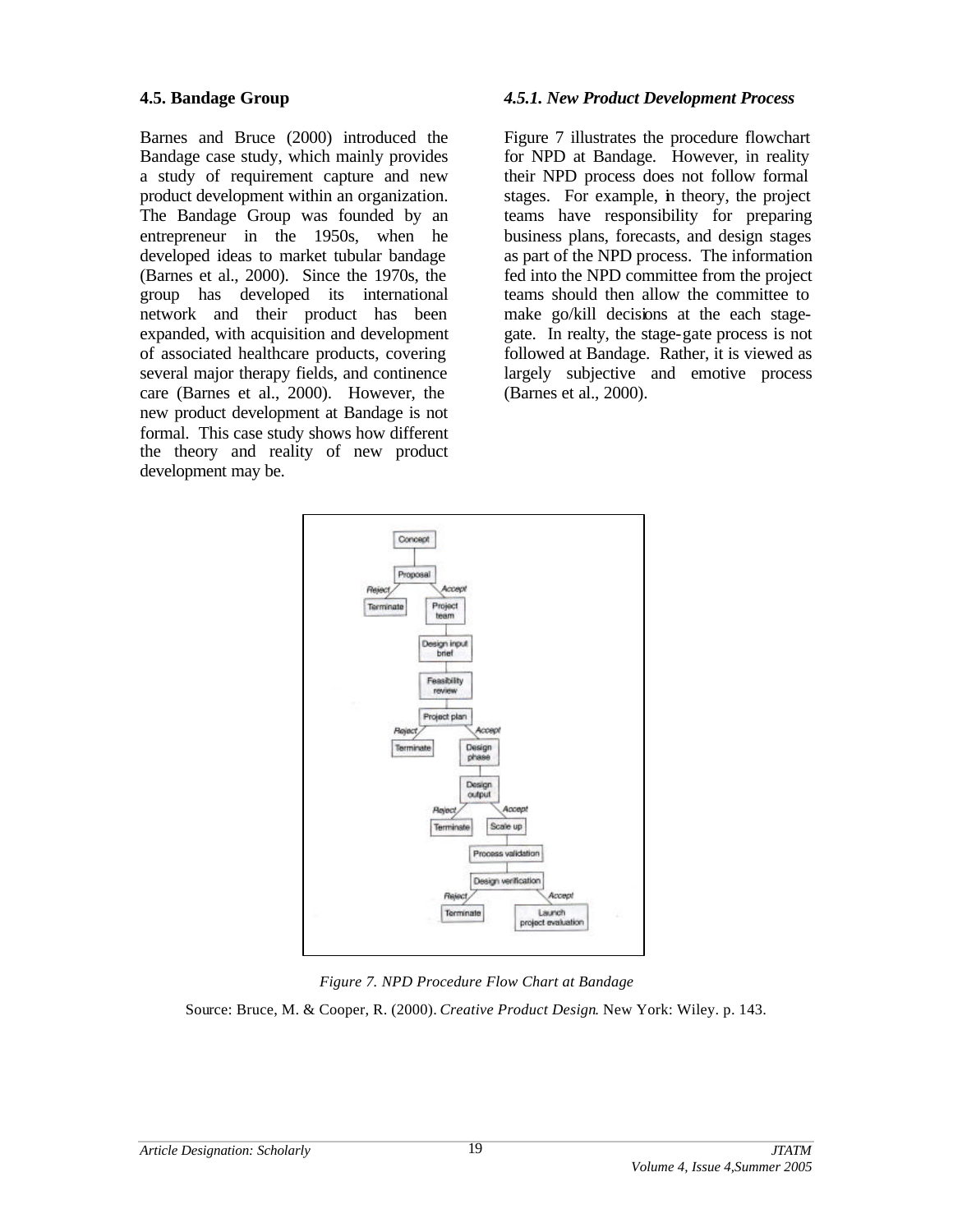### 4.5. Bandage Group

Barnes and Bruce (2000) introduced the Bandage case study, which mainly provides a study of requirement capture and new product development within an organization. The Bandage Group was founded by an entrepreneur in the 1950s, when he developed ideas to market tubular bandage (Barnes et al., 2000). Since the 1970s, the group has developed its international network and their product has been expanded, with acquisition and development of associated healthcare products, covering several major therapy fields, and continence care (Barnes et al., 2000). However, the new product development at Bandage is not formal. This case study shows how different the theory and reality of new product development may be.

#### *4.5.1. New Product Development Process*

Figure 7 illustrates the procedure flowchart for NPD at Bandage. However, in reality their NPD process does not follow formal stages. For example, in theory, the project teams have responsibility for preparing business plans, forecasts, and design stages as part of the NPD process. The information fed into the NPD committee from the project teams should then allow the committee to make go/kill decisions at the each stage-gate. In realty, the stage-gate process is not followed at Bandage. Rather, it is viewed as largely subjective and emotive process (Barnes et al., 2000).

*Figure 7. NPD Procedure Flow Chart at Bandage*

Source: Bruce, M. & Cooper, R. (2000). *Creative Product Design*. New York: Wiley. p. 143.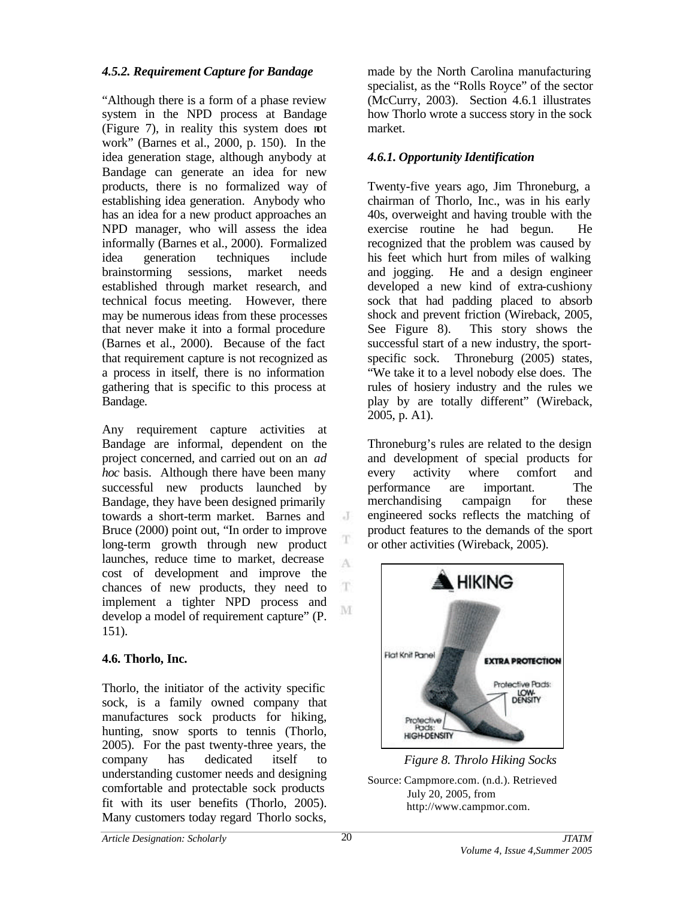#### *4.5.2. Requirement Capture for Bandage*

"Although there is a form of a phase review system in the NPD process at Bandage (Figure 7), in reality this system does not work" (Barnes et al., 2000, p. 150). In the idea generation stage, although anybody at Bandage can generate an idea for new products, there is no formalized way of establishing idea generation. Anybody who has an idea for a new product approaches an NPD manager, who will assess the idea informally (Barnes et al., 2000). Formalized idea generation techniques include brainstorming sessions, market needs established through market research, and technical focus meeting. However, there may be numerous ideas from these processes that never make it into a formal procedure (Barnes et al., 2000). Because of the fact that requirement capture is not recognized as a process in itself, there is no information gathering that is specific to this process at Bandage.

Any requirement capture activities at Bandage are informal, dependent on the project concerned, and carried out on an *ad hoc* basis. Although there have been many successful new products launched by Bandage, they have been designed primarily towards a short-term market. Barnes and Bruce (2000) point out, "In order to improve long-term growth through new product launches, reduce time to market, decrease cost of development and improve the chances of new products, they need to implement a tighter NPD process and develop a model of requirement capture" (P. 151).

### 4.6. Thorlo, Inc.

Thorlo, the initiator of the activity specific sock, is a family owned company that manufactures sock products for hiking, hunting, snow sports to tennis (Thorlo, 2005). For the past twenty-three years, the company has dedicated itself to understanding customer needs and designing comfortable and protectable sock products fit with its user benefits (Thorlo, 2005). Many customers today regard Thorlo socks, made by the North Carolina manufacturing specialist, as the "Rolls Royce" of the sector (McCurry, 2003). Section 4.6.1 illustrates how Thorlo wrote a success story in the sock market.

#### *4.6.1. Opportunity Identification*

Twenty-five years ago, Jim Throneburg, a chairman of Thorlo, Inc., was in his early 40s, overweight and having trouble with the exercise routine he had begun. He recognized that the problem was caused by his feet which hurt from miles of walking and jogging. He and a design engineer developed a new kind of extra-cushiony sock that had padding placed to absorb shock and prevent friction (Wireback, 2005, See Figure 8). This story shows the successful start of a new industry, the sport-specific sock. Throneburg (2005) states, "We take it to a level nobody else does. The rules of hosiery industry and the rules we play by are totally different" (Wireback, 2005, p. A1).

Throneburg's rules are related to the design and development of special products for every activity where comfort and performance are important. The merchandising campaign for these engineered socks reflects the matching of product features to the demands of the sport or other activities (Wireback, 2005).

*Figure 8. Throlo Hiking Socks*

Source: Campmore.com. (n.d.). Retrieved July 20, 2005, from http://www.campmor.com.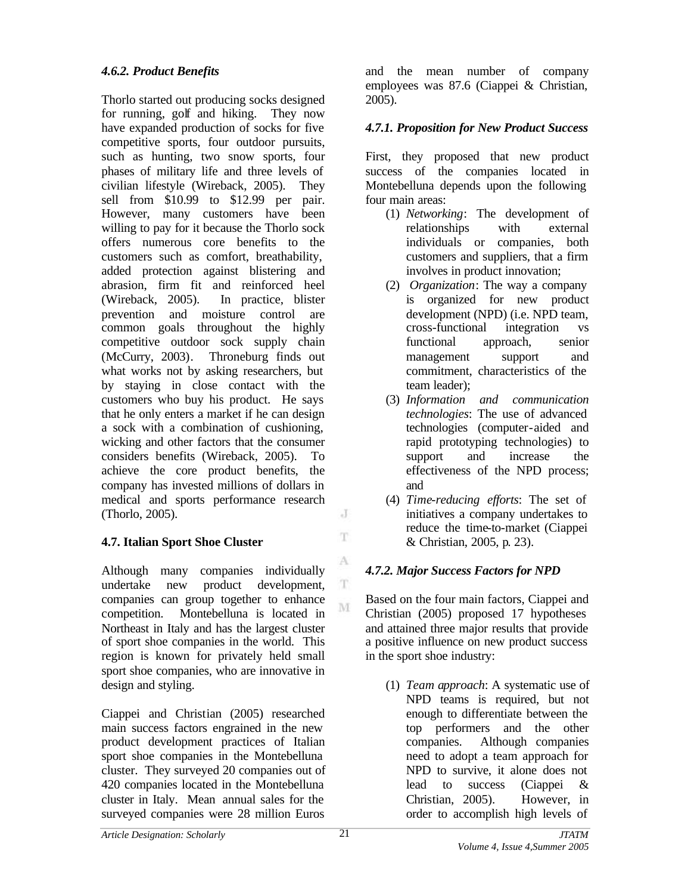#### *4.6.2. Product Benefits*

Thorlo started out producing socks designed for running, golf and hiking. They now have expanded production of socks for five competitive sports, four outdoor pursuits, such as hunting, two snow sports, four phases of military life and three levels of civilian lifestyle (Wireback, 2005). They sell from $10.99 to $12.99 per pair. However, many customers have been willing to pay for it because the Thorlo sock offers numerous core benefits to the customers such as comfort, breathability, added protection against blistering and abrasion, firm fit and reinforced heel (Wireback, 2005). In practice, blister prevention and moisture control are common goals throughout the highly competitive outdoor sock supply chain (McCurry, 2003). Throneburg finds out what works not by asking researchers, but by staying in close contact with the customers who buy his product. He says that he only enters a market if he can design a sock with a combination of cushioning, wicking and other factors that the consumer considers benefits (Wireback, 2005). To achieve the core product benefits, the company has invested millions of dollars in medical and sports performance research (Thorlo, 2005).

### 4.7. Italian Sport Shoe Cluster

Although many companies individually undertake new product development, companies can group together to enhance competition. Montebelluna is located in Northeast in Italy and has the largest cluster of sport shoe companies in the world. This region is known for privately held small sport shoe companies, who are innovative in design and styling.

Ciappei and Christian (2005) researched main success factors engrained in the new product development practices of Italian sport shoe companies in the Montebelluna cluster. They surveyed 20 companies out of 420 companies located in the Montebelluna cluster in Italy. Mean annual sales for the surveyed companies were 28 million Euros and the mean number of company employees was 87.6 (Ciappei & Christian, 2005).

#### *4.7.1. Proposition for New Product Success*

First, they proposed that new product success of the companies located in Montebelluna depends upon the following four main areas:

1. *Networking*: The development of relationships with external individuals or companies, both customers and suppliers, that a firm involves in product innovation;
2. *Organization*: The way a company is organized for new product development (NPD) (i.e. NPD team, cross-functional integration vs functional approach, senior management support and commitment, characteristics of the team leader);
3. *Information and communication technologies*: The use of advanced technologies (computer-aided and rapid prototyping technologies) to support and increase the effectiveness of the NPD process; and
4. *Time-reducing efforts*: The set of initiatives a company undertakes to reduce the time-to-market (Ciappei & Christian, 2005, p. 23).

#### *4.7.2. Major Success Factors for NPD*

Based on the four main factors, Ciappei and Christian (2005) proposed 17 hypotheses and attained three major results that provide a positive influence on new product success in the sport shoe industry:

1. *Team approach*: A systematic use of NPD teams is required, but not enough to differentiate between the top performers and the other companies. Although companies need to adopt a team approach for NPD to survive, it alone does not lead to success (Ciappei & Christian, 2005). However, in order to accomplish high levels of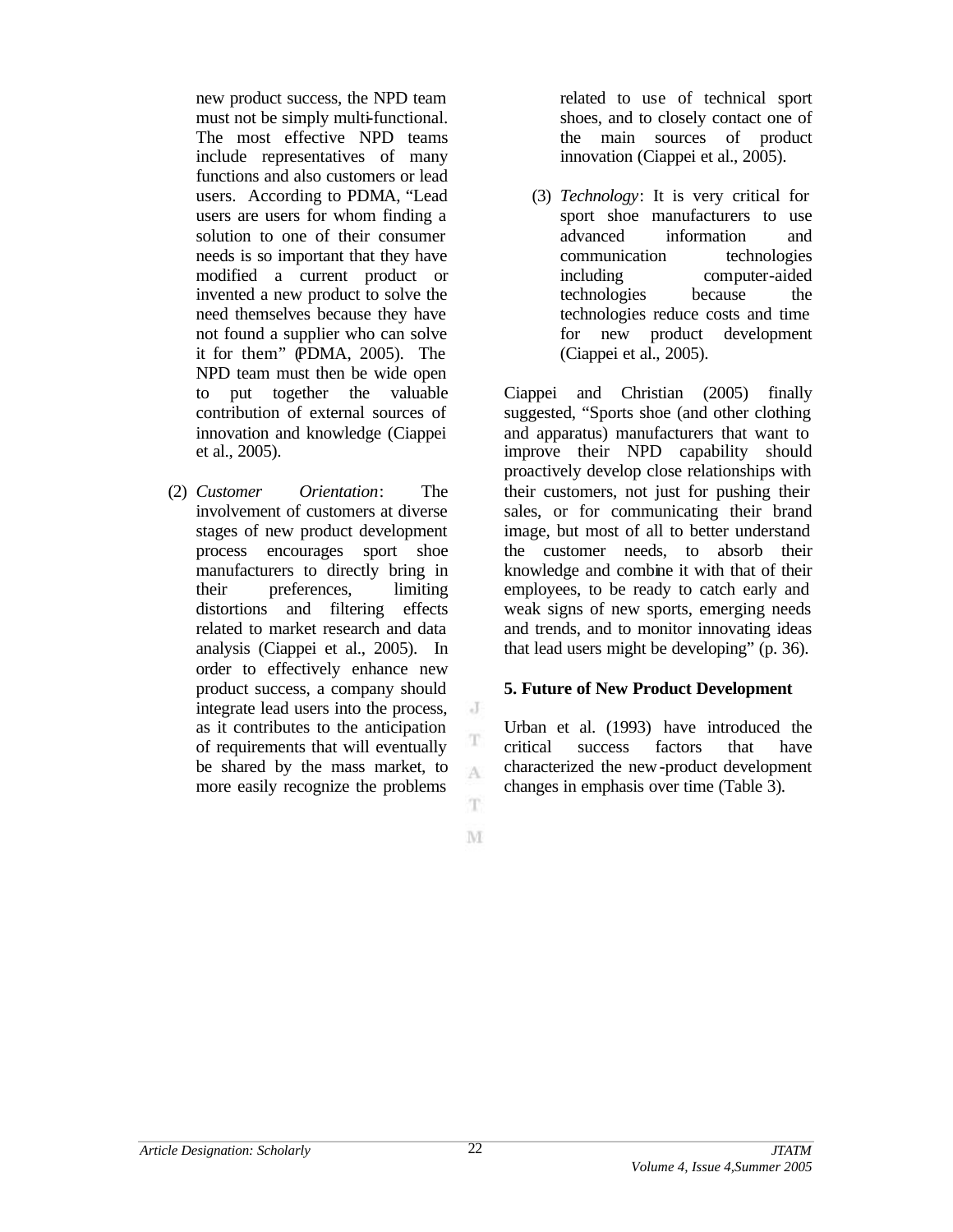new product success, the NPD team must not be simply multi-functional. The most effective NPD teams include representatives of many functions and also customers or lead users. According to PDMA, "Lead users are users for whom finding a solution to one of their consumer needs is so important that they have modified a current product or invented a new product to solve the need themselves because they have not found a supplier who can solve it for them" (PDMA, 2005). The NPD team must then be wide open to put together the valuable contribution of external sources of innovation and knowledge (Ciappei et al., 2005).

(2) *Customer Orientation*: The involvement of customers at diverse stages of new product development process encourages sport shoe manufacturers to directly bring in their preferences, limiting distortions and filtering effects related to market research and data analysis (Ciappei et al., 2005). In order to effectively enhance new product success, a company should integrate lead users into the process, as it contributes to the anticipation of requirements that will eventually be shared by the mass market, to more easily recognize the problems related to use of technical sport shoes, and to closely contact one of the main sources of product innovation (Ciappei et al., 2005).

(3) *Technology*: It is very critical for sport shoe manufacturers to use advanced information and communication technologies including computer-aided technologies because the technologies reduce costs and time for new product development (Ciappei et al., 2005).

Ciappei and Christian (2005) finally suggested, "Sports shoe (and other clothing and apparatus) manufacturers that want to improve their NPD capability should proactively develop close relationships with their customers, not just for pushing their sales, or for communicating their brand image, but most of all to better understand the customer needs, to absorb their knowledge and combine it with that of their employees, to be ready to catch early and weak signs of new sports, emerging needs and trends, and to monitor innovating ideas that lead users might be developing" (p. 36).

**5. Future of New Product Development**

Urban et al. (1993) have introduced the critical success factors that have characterized the new-product development changes in emphasis over time (Table 3).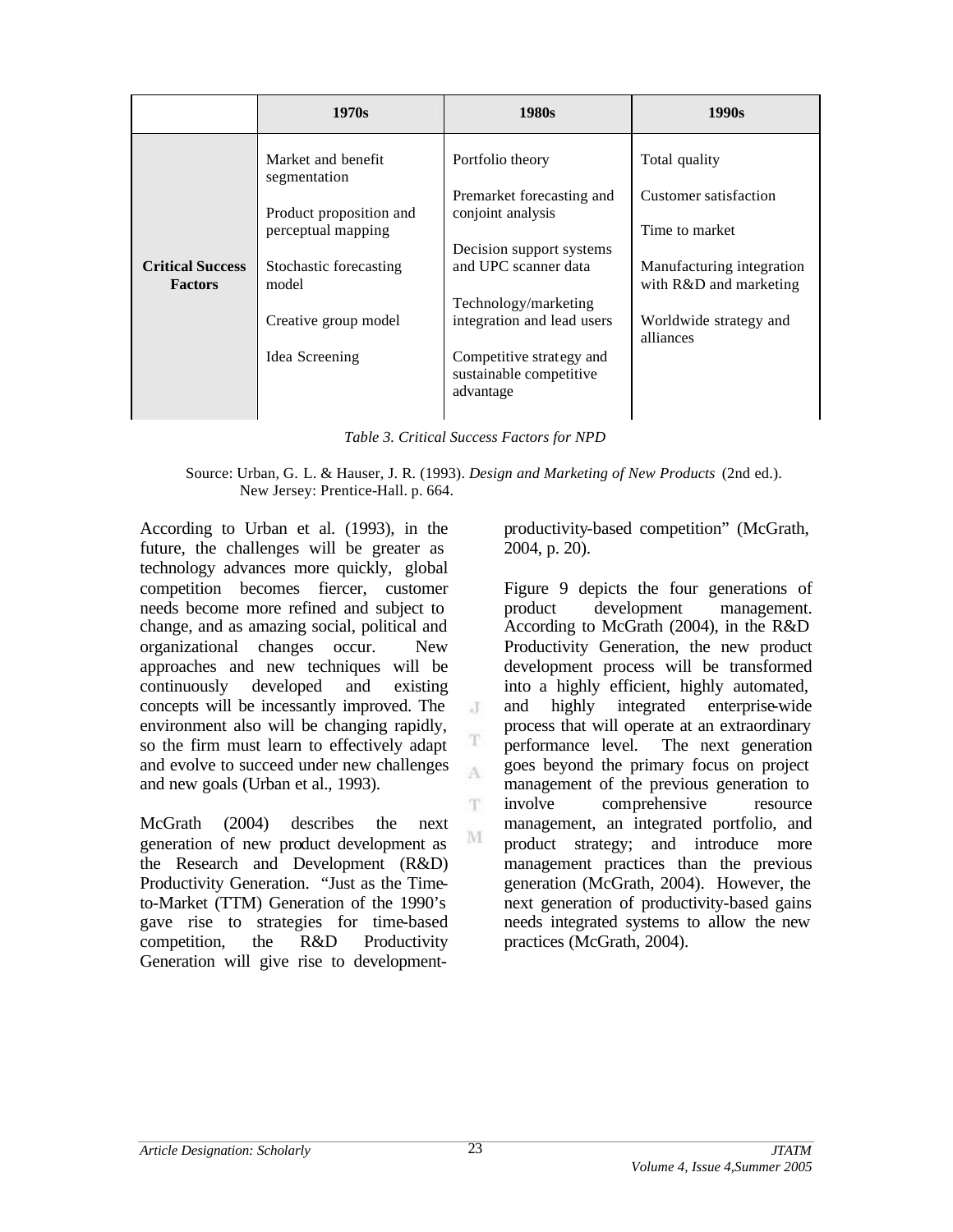| | 1970s | 1980s | 1990s |
|---|---|---|---|
| **Critical Success Factors** | Market and benefit segmentation<br><br>Product proposition and perceptual mapping<br><br>Stochastic forecasting model<br><br>Creative group model<br><br>Idea Screening | Portfolio theory<br><br>Premarket forecasting and conjoint analysis<br><br>Decision support systems and UPC scanner data<br><br>Technology/marketing integration and lead users<br><br>Competitive strategy and sustainable competitive advantage | Total quality<br><br>Customer satisfaction<br><br>Time to market<br><br>Manufacturing integration with R&D and marketing<br><br>Worldwide strategy and alliances |

*Table 3. Critical Success Factors for NPD*

Source: Urban, G. L. & Hauser, J. R. (1993). *Design and Marketing of New Products* (2nd ed.). New Jersey: Prentice-Hall. p. 664.

According to Urban et al. (1993), in the future, the challenges will be greater as technology advances more quickly, global competition becomes fiercer, customer needs become more refined and subject to change, and as amazing social, political and organizational changes occur. New approaches and new techniques will be continuously developed and existing concepts will be incessantly improved. The environment also will be changing rapidly, so the firm must learn to effectively adapt and evolve to succeed under new challenges and new goals (Urban et al., 1993).

McGrath (2004) describes the next generation of new product development as the Research and Development (R&D) Productivity Generation. "Just as the Time-to-Market (TTM) Generation of the 1990's gave rise to strategies for time-based competition, the R&D Productivity Generation will give rise to development-productivity-based competition" (McGrath, 2004, p. 20).

Figure 9 depicts the four generations of product development management. According to McGrath (2004), in the R&D Productivity Generation, the new product development process will be transformed into a highly efficient, highly automated, and highly integrated enterprise-wide process that will operate at an extraordinary performance level. The next generation goes beyond the primary focus on project management of the previous generation to involve comprehensive resource management, an integrated portfolio, and product strategy; and introduce more management practices than the previous generation (McGrath, 2004). However, the next generation of productivity-based gains needs integrated systems to allow the new practices (McGrath, 2004).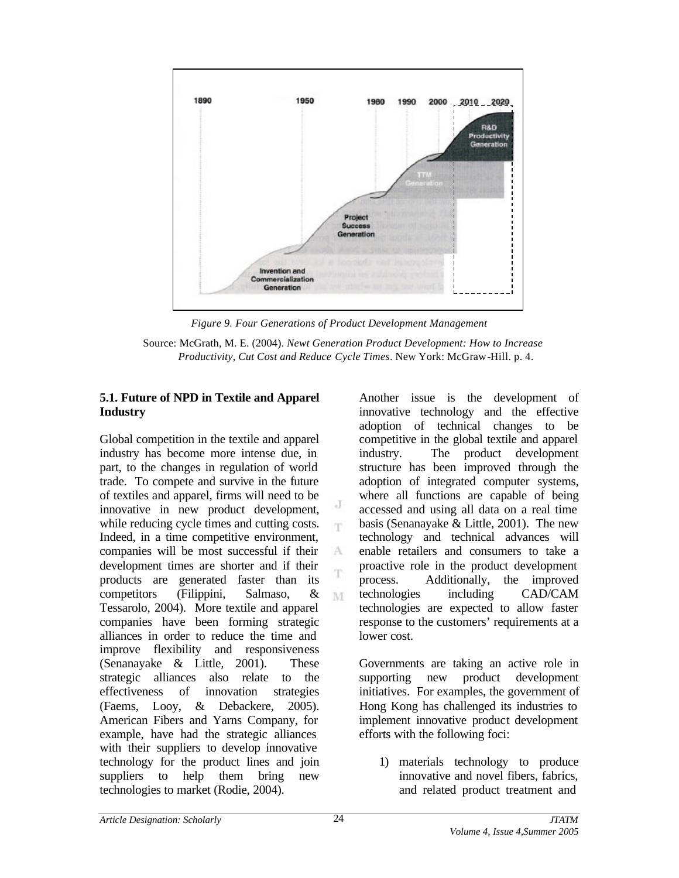*Figure 9. Four Generations of Product Development Management*

Source: McGrath, M. E. (2004). *Newt Generation Product Development: How to Increase Productivity, Cut Cost and Reduce Cycle Times*. New York: McGraw-Hill. p. 4.

### 5.1. Future of NPD in Textile and Apparel Industry

Global competition in the textile and apparel industry has become more intense due, in part, to the changes in regulation of world trade. To compete and survive in the future of textiles and apparel, firms will need to be innovative in new product development, while reducing cycle times and cutting costs. Indeed, in a time competitive environment, companies will be most successful if their development times are shorter and if their products are generated faster than its competitors (Filippini, Salmaso, & Tessarolo, 2004). More textile and apparel companies have been forming strategic alliances in order to reduce the time and improve flexibility and responsiveness (Senanayake & Little, 2001). These strategic alliances also relate to the effectiveness of innovation strategies (Faems, Looy, & Debackere, 2005). American Fibers and Yarns Company, for example, have had the strategic alliances with their suppliers to develop innovative technology for the product lines and join suppliers to help them bring new technologies to market (Rodie, 2004).

Another issue is the development of innovative technology and the effective adoption of technical changes to be competitive in the global textile and apparel industry. The product development structure has been improved through the adoption of integrated computer systems, where all functions are capable of being accessed and using all data on a real time basis (Senanayake & Little, 2001). The new technology and technical advances will enable retailers and consumers to take a proactive role in the product development process. Additionally, the improved technologies including CAD/CAM technologies are expected to allow faster response to the customers' requirements at a lower cost.

Governments are taking an active role in supporting new product development initiatives. For examples, the government of Hong Kong has challenged its industries to implement innovative product development efforts with the following foci:

1) materials technology to produce innovative and novel fibers, fabrics, and related product treatment and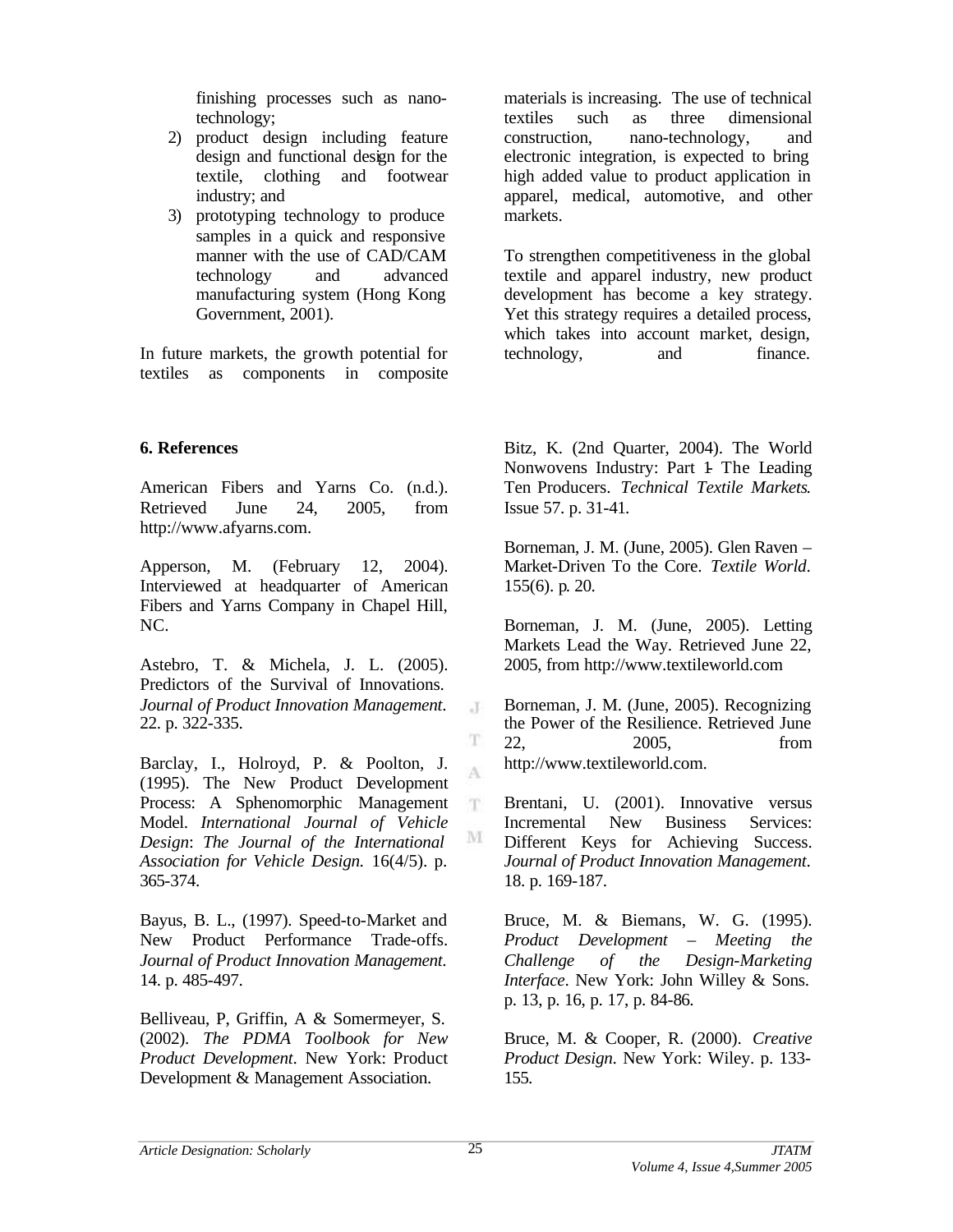finishing processes such as nano-technology;

2) product design including feature design and functional design for the textile, clothing and footwear industry; and
3) prototyping technology to produce samples in a quick and responsive manner with the use of CAD/CAM technology and advanced manufacturing system (Hong Kong Government, 2001).

In future markets, the growth potential for textiles as components in composite materials is increasing. The use of technical textiles such as three dimensional construction, nano-technology, and electronic integration, is expected to bring high added value to product application in apparel, medical, automotive, and other markets.

To strengthen competitiveness in the global textile and apparel industry, new product development has become a key strategy. Yet this strategy requires a detailed process, which takes into account market, design, technology, and finance.

**6. References**

American Fibers and Yarns Co. (n.d.). Retrieved June 24, 2005, from http://www.afyarns.com.

Apperson, M. (February 12, 2004). Interviewed at headquarter of American Fibers and Yarns Company in Chapel Hill, NC.

Astebro, T. & Michela, J. L. (2005). Predictors of the Survival of Innovations. *Journal of Product Innovation Management*. 22. p. 322-335.

Barclay, I., Holroyd, P. & Poolton, J. (1995). The New Product Development Process: A Sphenomorphic Management Model. *International Journal of Vehicle Design*: *The Journal of the International Association for Vehicle Design.* 16(4/5). p. 365-374.

Bayus, B. L., (1997). Speed-to-Market and New Product Performance Trade-offs. *Journal of Product Innovation Management*. 14. p. 485-497.

Belliveau, P, Griffin, A & Somermeyer, S. (2002). *The PDMA Toolbook for New Product Development*. New York: Product Development & Management Association.

Bitz, K. (2nd Quarter, 2004). The World Nonwovens Industry: Part 1- The Leading Ten Producers. *Technical Textile Markets*. Issue 57. p. 31-41.

Borneman, J. M. (June, 2005). Glen Raven – Market-Driven To the Core. *Textile World*. 155(6). p. 20.

Borneman, J. M. (June, 2005). Letting Markets Lead the Way. Retrieved June 22, 2005, from http://www.textileworld.com

Borneman, J. M. (June, 2005). Recognizing the Power of the Resilience. Retrieved June 22, 2005, from http://www.textileworld.com.

Brentani, U. (2001). Innovative versus Incremental New Business Services: Different Keys for Achieving Success. *Journal of Product Innovation Management*. 18. p. 169-187.

Bruce, M. & Biemans, W. G. (1995). *Product Development – Meeting the Challenge of the Design-Marketing Interface*. New York: John Willey & Sons. p. 13, p. 16, p. 17, p. 84-86.

Bruce, M. & Cooper, R. (2000). *Creative Product Design*. New York: Wiley. p. 133-155.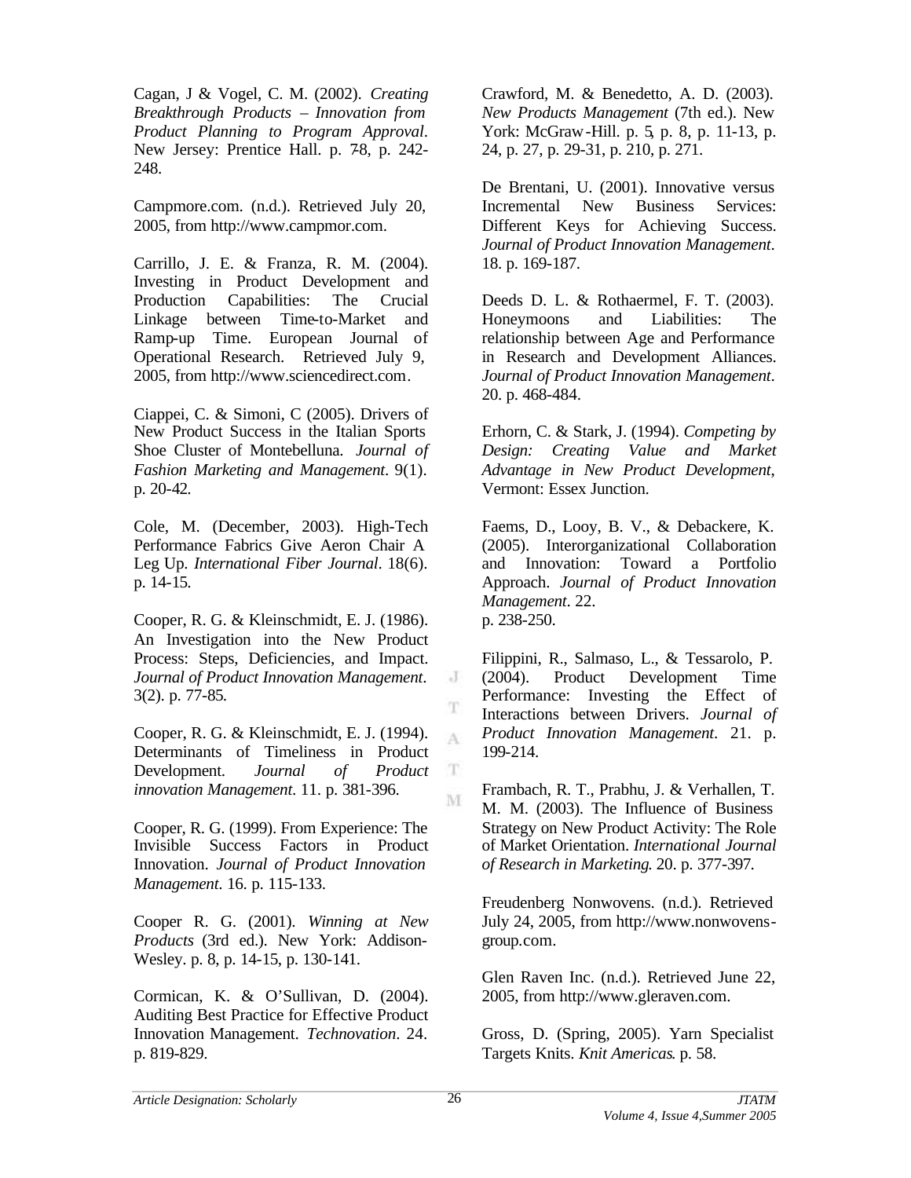Cagan, J & Vogel, C. M. (2002). *Creating Breakthrough Products – Innovation from Product Planning to Program Approval*. New Jersey: Prentice Hall. p. 7-8, p. 242-248.

Campmore.com. (n.d.). Retrieved July 20, 2005, from http://www.campmor.com.

Carrillo, J. E. & Franza, R. M. (2004). Investing in Product Development and Production Capabilities: The Crucial Linkage between Time-to-Market and Ramp-up Time. European Journal of Operational Research. Retrieved July 9, 2005, from http://www.sciencedirect.com.

Ciappei, C. & Simoni, C (2005). Drivers of New Product Success in the Italian Sports Shoe Cluster of Montebelluna. *Journal of Fashion Marketing and Management*. 9(1). p. 20-42.

Cole, M. (December, 2003). High-Tech Performance Fabrics Give Aeron Chair A Leg Up. *International Fiber Journal*. 18(6). p. 14-15.

Cooper, R. G. & Kleinschmidt, E. J. (1986). An Investigation into the New Product Process: Steps, Deficiencies, and Impact. *Journal of Product Innovation Management*. 3(2). p. 77-85.

Cooper, R. G. & Kleinschmidt, E. J. (1994). Determinants of Timeliness in Product Development. *Journal of Product innovation Management*. 11. p. 381-396.

Cooper, R. G. (1999). From Experience: The Invisible Success Factors in Product Innovation. *Journal of Product Innovation Management*. 16. p. 115-133.

Cooper R. G. (2001). *Winning at New Products* (3rd ed.). New York: Addison-Wesley. p. 8, p. 14-15, p. 130-141.

Cormican, K. & O'Sullivan, D. (2004). Auditing Best Practice for Effective Product Innovation Management. *Technovation*. 24. p. 819-829.

Crawford, M. & Benedetto, A. D. (2003). *New Products Management* (7th ed.). New York: McGraw-Hill. p. 5, p. 8, p. 11-13, p. 24, p. 27, p. 29-31, p. 210, p. 271.

De Brentani, U. (2001). Innovative versus Incremental New Business Services: Different Keys for Achieving Success. *Journal of Product Innovation Management*. 18. p. 169-187.

Deeds D. L. & Rothaermel, F. T. (2003). Honeymoons and Liabilities: The relationship between Age and Performance in Research and Development Alliances. *Journal of Product Innovation Management*. 20. p. 468-484.

Erhorn, C. & Stark, J. (1994). *Competing by Design: Creating Value and Market Advantage in New Product Development*, Vermont: Essex Junction.

Faems, D., Looy, B. V., & Debackere, K. (2005). Interorganizational Collaboration and Innovation: Toward a Portfolio Approach. *Journal of Product Innovation Management*. 22. p. 238-250.

Filippini, R., Salmaso, L., & Tessarolo, P. (2004). Product Development Time Performance: Investing the Effect of Interactions between Drivers. *Journal of Product Innovation Management*. 21. p. 199-214.

Frambach, R. T., Prabhu, J. & Verhallen, T. M. M. (2003). The Influence of Business Strategy on New Product Activity: The Role of Market Orientation. *International Journal of Research in Marketing*. 20. p. 377-397.

Freudenberg Nonwovens. (n.d.). Retrieved July 24, 2005, from http://www.nonwovens-group.com.

Glen Raven Inc. (n.d.). Retrieved June 22, 2005, from http://www.gleraven.com.

Gross, D. (Spring, 2005). Yarn Specialist Targets Knits. *Knit Americas*. p. 58.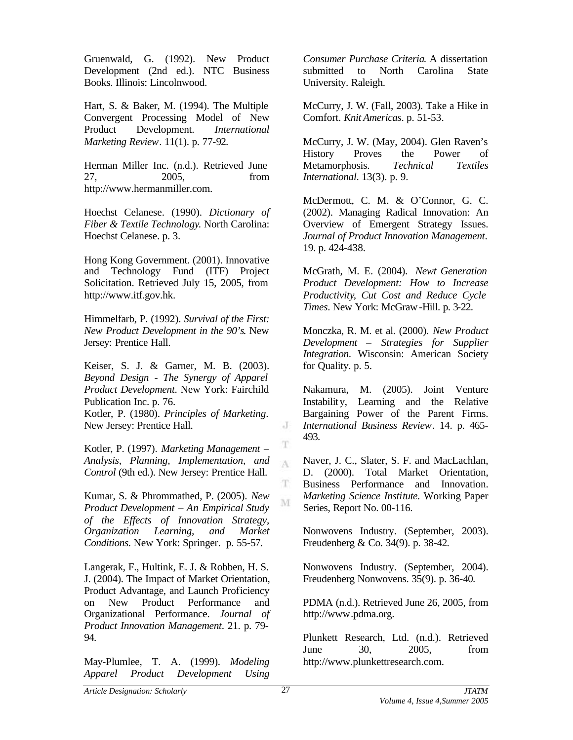Gruenwald, G. (1992). New Product Development (2nd ed.). NTC Business Books. Illinois: Lincolnwood.

Hart, S. & Baker, M. (1994). The Multiple Convergent Processing Model of New Product Development. *International Marketing Review*. 11(1). p. 77-92.

Herman Miller Inc. (n.d.). Retrieved June 27, 2005, from http://www.hermanmiller.com.

Hoechst Celanese. (1990). *Dictionary of Fiber & Textile Technology*. North Carolina: Hoechst Celanese. p. 3.

Hong Kong Government. (2001). Innovative and Technology Fund (ITF) Project Solicitation. Retrieved July 15, 2005, from http://www.itf.gov.hk.

Himmelfarb, P. (1992). *Survival of the First: New Product Development in the 90's*. New Jersey: Prentice Hall.

Keiser, S. J. & Garner, M. B. (2003). *Beyond Design - The Synergy of Apparel Product Development*. New York: Fairchild Publication Inc. p. 76.

Kotler, P. (1980). *Principles of Marketing*. New Jersey: Prentice Hall.

Kotler, P. (1997). *Marketing Management – Analysis, Planning, Implementation, and Control* (9th ed.). New Jersey: Prentice Hall.

Kumar, S. & Phrommathed, P. (2005). *New Product Development – An Empirical Study of the Effects of Innovation Strategy, Organization Learning, and Market Conditions*. New York: Springer. p. 55-57.

Langerak, F., Hultink, E. J. & Robben, H. S. J. (2004). The Impact of Market Orientation, Product Advantage, and Launch Proficiency on New Product Performance and Organizational Performance. *Journal of Product Innovation Management*. 21. p. 79-94.

May-Plumlee, T. A. (1999). *Modeling Apparel Product Development Using Consumer Purchase Criteria*. A dissertation submitted to North Carolina State University. Raleigh.

McCurry, J. W. (Fall, 2003). Take a Hike in Comfort. *Knit Americas*. p. 51-53.

McCurry, J. W. (May, 2004). Glen Raven's History Proves the Power of Metamorphosis. *Technical Textiles International*. 13(3). p. 9.

McDermott, C. M. & O'Connor, G. C. (2002). Managing Radical Innovation: An Overview of Emergent Strategy Issues. *Journal of Product Innovation Management*. 19. p. 424-438.

McGrath, M. E. (2004). *Newt Generation Product Development: How to Increase Productivity, Cut Cost and Reduce Cycle Times*. New York: McGraw-Hill. p. 3-22.

Monczka, R. M. et al. (2000). *New Product Development – Strategies for Supplier Integration*. Wisconsin: American Society for Quality. p. 5.

Nakamura, M. (2005). Joint Venture Instability, Learning and the Relative Bargaining Power of the Parent Firms. *International Business Review*. 14. p. 465-493.

Naver, J. C., Slater, S. F. and MacLachlan, D. (2000). Total Market Orientation, Business Performance and Innovation. *Marketing Science Institute*. Working Paper Series, Report No. 00-116.

Nonwovens Industry. (September, 2003). Freudenberg & Co. 34(9). p. 38-42.

Nonwovens Industry. (September, 2004). Freudenberg Nonwovens. 35(9). p. 36-40.

PDMA (n.d.). Retrieved June 26, 2005, from http://www.pdma.org.

Plunkett Research, Ltd. (n.d.). Retrieved June 30, 2005, from http://www.plunkettresearch.com.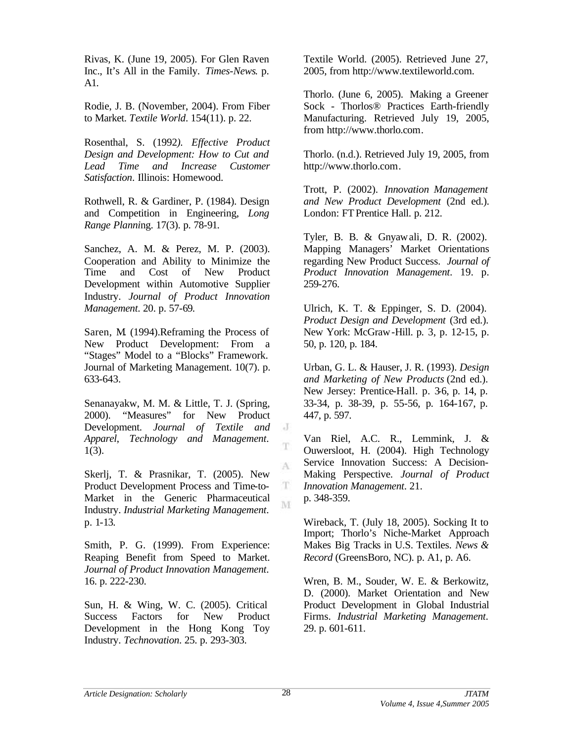Rivas, K. (June 19, 2005). For Glen Raven Inc., It's All in the Family. *Times-News*. p. A1.

Rodie, J. B. (November, 2004). From Fiber to Market. *Textile World*. 154(11). p. 22.

Rosenthal, S. (1992). *Effective Product Design and Development: How to Cut and Lead Time and Increase Customer Satisfaction*. Illinois: Homewood.

Rothwell, R. & Gardiner, P. (1984). Design and Competition in Engineering, *Long Range Planning*. 17(3). p. 78-91.

Sanchez, A. M. & Perez, M. P. (2003). Cooperation and Ability to Minimize the Time and Cost of New Product Development within Automotive Supplier Industry. *Journal of Product Innovation Management*. 20. p. 57-69.

Saren, M. (1994).Reframing the Process of New Product Development: From a "Stages" Model to a "Blocks" Framework. Journal of Marketing Management. 10(7). p. 633-643.

Senanayakw, M. M. & Little, T. J. (Spring, 2000). "Measures" for New Product Development. *Journal of Textile and Apparel, Technology and Management*. 1(3).

Skerlj, T. & Prasnikar, T. (2005). New Product Development Process and Time-to-Market in the Generic Pharmaceutical Industry. *Industrial Marketing Management*. p. 1-13.

Smith, P. G. (1999). From Experience: Reaping Benefit from Speed to Market. *Journal of Product Innovation Management*. 16. p. 222-230.

Sun, H. & Wing, W. C. (2005). Critical Success Factors for New Product Development in the Hong Kong Toy Industry. *Technovation*. 25. p. 293-303.

Textile World. (2005). Retrieved June 27, 2005, from http://www.textileworld.com.

Thorlo. (June 6, 2005). Making a Greener Sock - Thorlos® Practices Earth-friendly Manufacturing. Retrieved July 19, 2005, from http://www.thorlo.com.

Thorlo. (n.d.). Retrieved July 19, 2005, from http://www.thorlo.com.

Trott, P. (2002). *Innovation Management and New Product Development* (2nd ed.). London: FT Prentice Hall. p. 212.

Tyler, B. B. & Gnyawali, D. R. (2002). Mapping Managers' Market Orientations regarding New Product Success. *Journal of Product Innovation Management*. 19. p. 259-276.

Ulrich, K. T. & Eppinger, S. D. (2004). *Product Design and Development* (3rd ed.). New York: McGraw-Hill. p. 3, p. 12-15, p. 50, p. 120, p. 184.

Urban, G. L. & Hauser, J. R. (1993). *Design and Marketing of New Products* (2nd ed.). New Jersey: Prentice-Hall. p. 3-6, p. 14, p. 33-34, p. 38-39, p. 55-56, p. 164-167, p. 447, p. 597.

Van Riel, A.C. R., Lemmink, J. & Ouwersloot, H. (2004). High Technology Service Innovation Success: A Decision-Making Perspective. *Journal of Product Innovation Management*. 21. p. 348-359.

Wireback, T. (July 18, 2005). Socking It to Import; Thorlo's Niche-Market Approach Makes Big Tracks in U.S. Textiles. *News & Record* (GreensBoro, NC). p. A1, p. A6.

Wren, B. M., Souder, W. E. & Berkowitz, D. (2000). Market Orientation and New Product Development in Global Industrial Firms. *Industrial Marketing Management*. 29. p. 601-611.